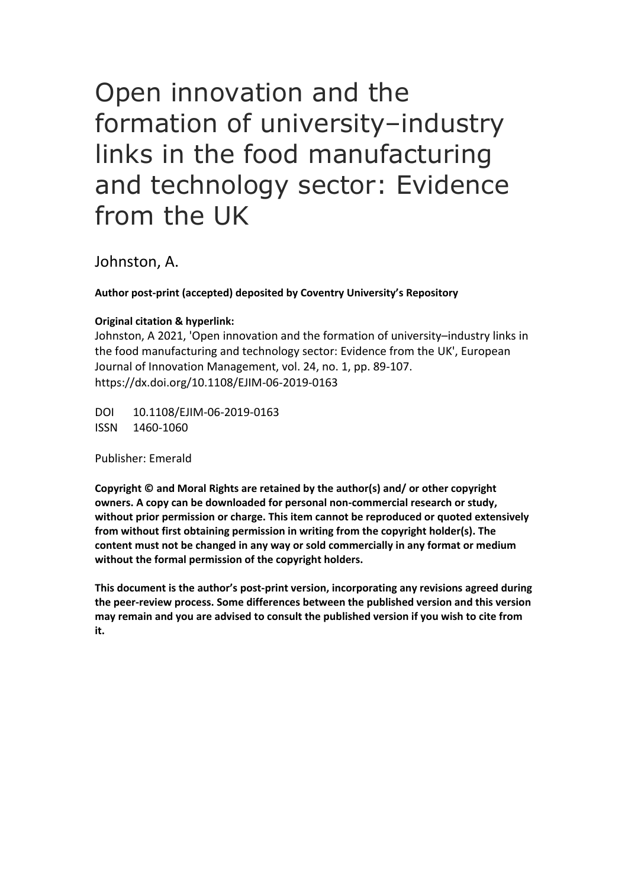# Open innovation and the formation of university–industry links in the food manufacturing and technology sector: Evidence from the UK

Johnston, A.

**Author post-print (accepted) deposited by Coventry University's Repository**

**Original citation & hyperlink:**

Johnston, A 2021, 'Open innovation and the formation of university–industry links in the food manufacturing and technology sector: Evidence from the UK', European Journal of Innovation Management, vol. 24, no. 1, pp. 89-107.
https://dx.doi.org/10.1108/EJIM-06-2019-0163

DOI 10.1108/EJIM-06-2019-0163
ISSN 1460-1060

Publisher: Emerald

**Copyright © and Moral Rights are retained by the author(s) and/ or other copyright owners. A copy can be downloaded for personal non-commercial research or study, without prior permission or charge. This item cannot be reproduced or quoted extensively from without first obtaining permission in writing from the copyright holder(s). The content must not be changed in any way or sold commercially in any format or medium without the formal permission of the copyright holders.**

**This document is the author's post-print version, incorporating any revisions agreed during the peer-review process. Some differences between the published version and this version may remain and you are advised to consult the published version if you wish to cite from it.**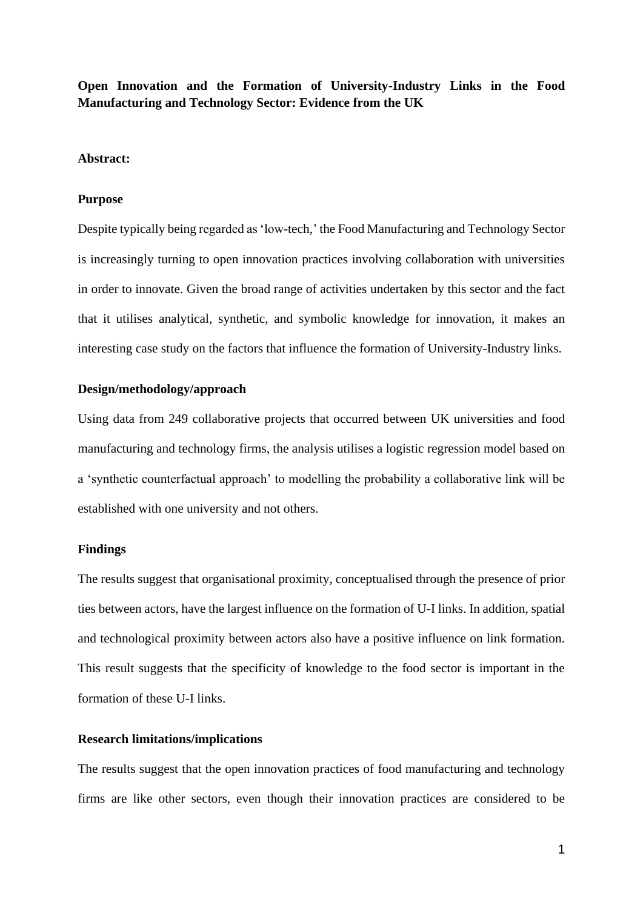**Open Innovation and the Formation of University-Industry Links in the Food Manufacturing and Technology Sector: Evidence from the UK**

**Abstract:**

**Purpose**

Despite typically being regarded as 'low-tech,' the Food Manufacturing and Technology Sector is increasingly turning to open innovation practices involving collaboration with universities in order to innovate. Given the broad range of activities undertaken by this sector and the fact that it utilises analytical, synthetic, and symbolic knowledge for innovation, it makes an interesting case study on the factors that influence the formation of University-Industry links.

**Design/methodology/approach**

Using data from 249 collaborative projects that occurred between UK universities and food manufacturing and technology firms, the analysis utilises a logistic regression model based on a 'synthetic counterfactual approach' to modelling the probability a collaborative link will be established with one university and not others.

**Findings**

The results suggest that organisational proximity, conceptualised through the presence of prior ties between actors, have the largest influence on the formation of U-I links. In addition, spatial and technological proximity between actors also have a positive influence on link formation. This result suggests that the specificity of knowledge to the food sector is important in the formation of these U-I links.

**Research limitations/implications**

The results suggest that the open innovation practices of food manufacturing and technology firms are like other sectors, even though their innovation practices are considered to be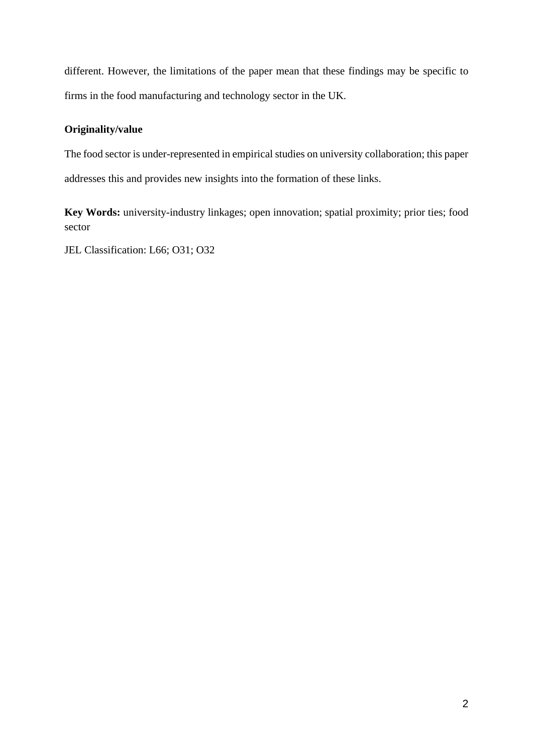different. However, the limitations of the paper mean that these findings may be specific to firms in the food manufacturing and technology sector in the UK.

**Originality/value**

The food sector is under-represented in empirical studies on university collaboration; this paper addresses this and provides new insights into the formation of these links.

**Key Words:** university-industry linkages; open innovation; spatial proximity; prior ties; food sector

JEL Classification: L66; O31; O32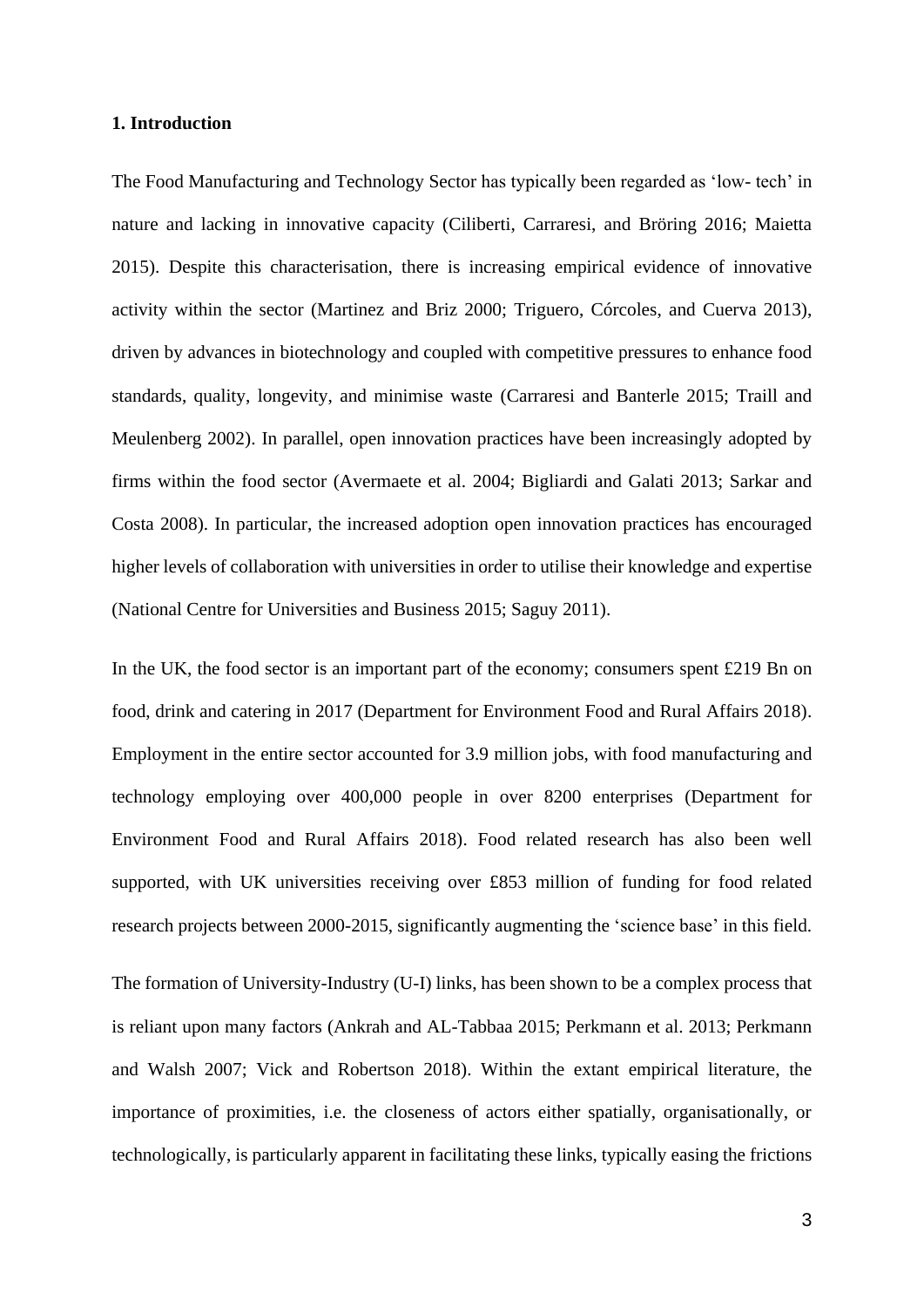**1. Introduction**

The Food Manufacturing and Technology Sector has typically been regarded as 'low- tech' in nature and lacking in innovative capacity (Ciliberti, Carraresi, and Bröring 2016; Maietta 2015). Despite this characterisation, there is increasing empirical evidence of innovative activity within the sector (Martinez and Briz 2000; Triguero, Córcoles, and Cuerva 2013), driven by advances in biotechnology and coupled with competitive pressures to enhance food standards, quality, longevity, and minimise waste (Carraresi and Banterle 2015; Traill and Meulenberg 2002). In parallel, open innovation practices have been increasingly adopted by firms within the food sector (Avermaete et al. 2004; Bigliardi and Galati 2013; Sarkar and Costa 2008). In particular, the increased adoption open innovation practices has encouraged higher levels of collaboration with universities in order to utilise their knowledge and expertise (National Centre for Universities and Business 2015; Saguy 2011).

In the UK, the food sector is an important part of the economy; consumers spent £219 Bn on food, drink and catering in 2017 (Department for Environment Food and Rural Affairs 2018). Employment in the entire sector accounted for 3.9 million jobs, with food manufacturing and technology employing over 400,000 people in over 8200 enterprises (Department for Environment Food and Rural Affairs 2018). Food related research has also been well supported, with UK universities receiving over £853 million of funding for food related research projects between 2000-2015, significantly augmenting the 'science base' in this field.

The formation of University-Industry (U-I) links, has been shown to be a complex process that is reliant upon many factors (Ankrah and AL-Tabbaa 2015; Perkmann et al. 2013; Perkmann and Walsh 2007; Vick and Robertson 2018). Within the extant empirical literature, the importance of proximities, i.e. the closeness of actors either spatially, organisationally, or technologically, is particularly apparent in facilitating these links, typically easing the frictions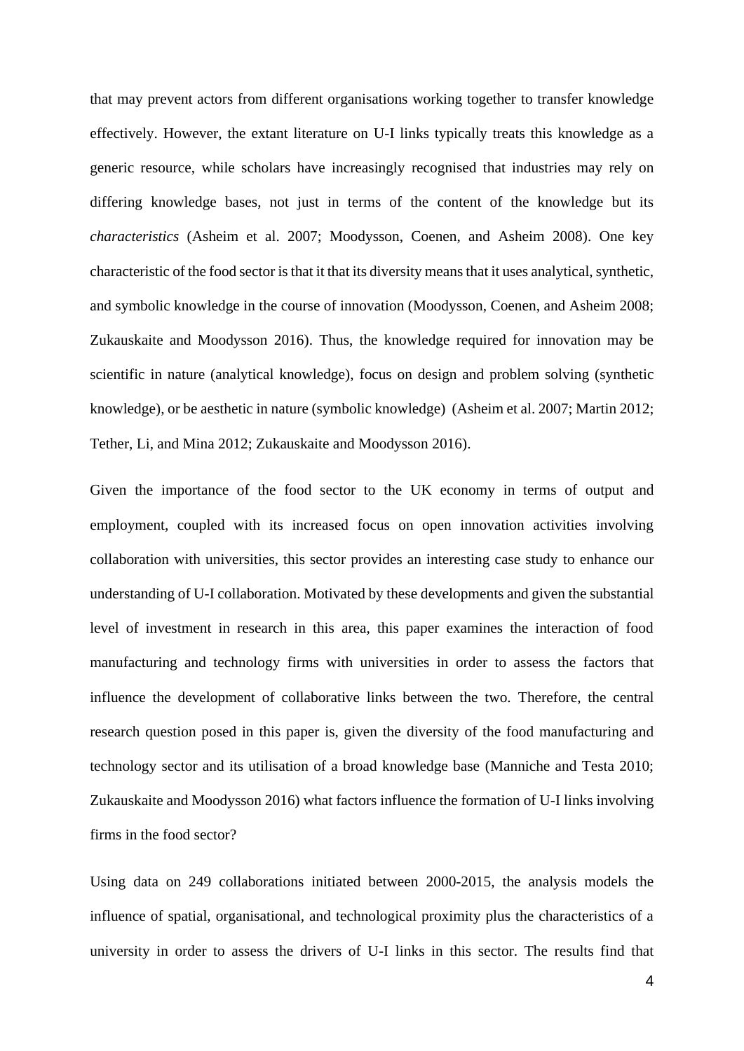that may prevent actors from different organisations working together to transfer knowledge effectively. However, the extant literature on U-I links typically treats this knowledge as a generic resource, while scholars have increasingly recognised that industries may rely on differing knowledge bases, not just in terms of the content of the knowledge but its *characteristics* (Asheim et al. 2007; Moodysson, Coenen, and Asheim 2008). One key characteristic of the food sector is that it that its diversity means that it uses analytical, synthetic, and symbolic knowledge in the course of innovation (Moodysson, Coenen, and Asheim 2008; Zukauskaite and Moodysson 2016). Thus, the knowledge required for innovation may be scientific in nature (analytical knowledge), focus on design and problem solving (synthetic knowledge), or be aesthetic in nature (symbolic knowledge) (Asheim et al. 2007; Martin 2012; Tether, Li, and Mina 2012; Zukauskaite and Moodysson 2016).

Given the importance of the food sector to the UK economy in terms of output and employment, coupled with its increased focus on open innovation activities involving collaboration with universities, this sector provides an interesting case study to enhance our understanding of U-I collaboration. Motivated by these developments and given the substantial level of investment in research in this area, this paper examines the interaction of food manufacturing and technology firms with universities in order to assess the factors that influence the development of collaborative links between the two. Therefore, the central research question posed in this paper is, given the diversity of the food manufacturing and technology sector and its utilisation of a broad knowledge base (Manniche and Testa 2010; Zukauskaite and Moodysson 2016) what factors influence the formation of U-I links involving firms in the food sector?

Using data on 249 collaborations initiated between 2000-2015, the analysis models the influence of spatial, organisational, and technological proximity plus the characteristics of a university in order to assess the drivers of U-I links in this sector. The results find that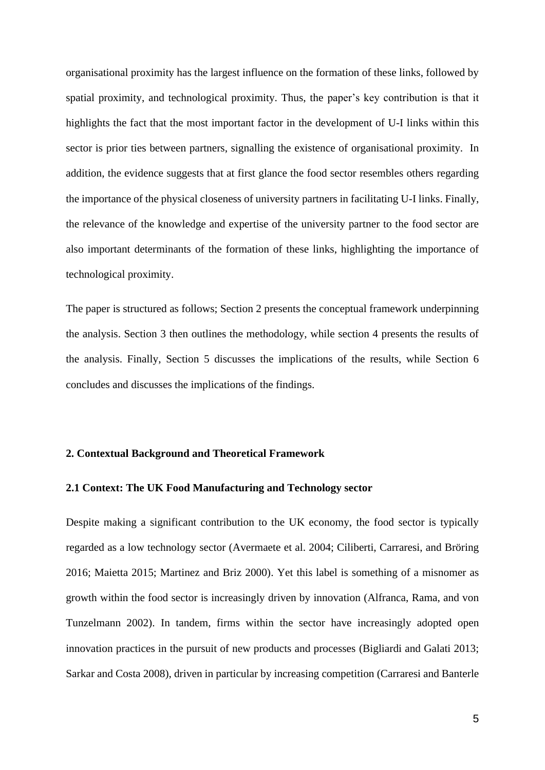organisational proximity has the largest influence on the formation of these links, followed by spatial proximity, and technological proximity. Thus, the paper's key contribution is that it highlights the fact that the most important factor in the development of U-I links within this sector is prior ties between partners, signalling the existence of organisational proximity. In addition, the evidence suggests that at first glance the food sector resembles others regarding the importance of the physical closeness of university partners in facilitating U-I links. Finally, the relevance of the knowledge and expertise of the university partner to the food sector are also important determinants of the formation of these links, highlighting the importance of technological proximity.

The paper is structured as follows; Section 2 presents the conceptual framework underpinning the analysis. Section 3 then outlines the methodology, while section 4 presents the results of the analysis. Finally, Section 5 discusses the implications of the results, while Section 6 concludes and discusses the implications of the findings.

## 2. Contextual Background and Theoretical Framework

### 2.1 Context: The UK Food Manufacturing and Technology sector

Despite making a significant contribution to the UK economy, the food sector is typically regarded as a low technology sector (Avermaete et al. 2004; Ciliberti, Carraresi, and Bröring 2016; Maietta 2015; Martinez and Briz 2000). Yet this label is something of a misnomer as growth within the food sector is increasingly driven by innovation (Alfranca, Rama, and von Tunzelmann 2002). In tandem, firms within the sector have increasingly adopted open innovation practices in the pursuit of new products and processes (Bigliardi and Galati 2013; Sarkar and Costa 2008), driven in particular by increasing competition (Carraresi and Banterle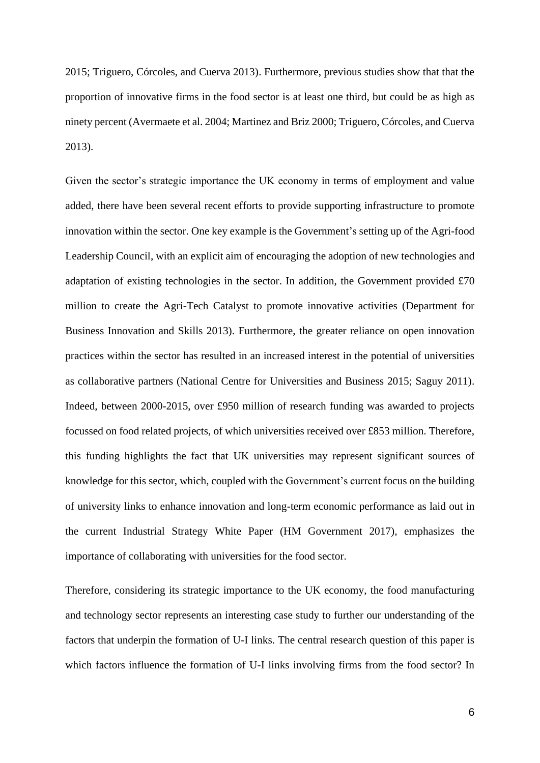2015; Triguero, Córcoles, and Cuerva 2013). Furthermore, previous studies show that that the proportion of innovative firms in the food sector is at least one third, but could be as high as ninety percent (Avermaete et al. 2004; Martinez and Briz 2000; Triguero, Córcoles, and Cuerva 2013).

Given the sector's strategic importance the UK economy in terms of employment and value added, there have been several recent efforts to provide supporting infrastructure to promote innovation within the sector. One key example is the Government's setting up of the Agri-food Leadership Council, with an explicit aim of encouraging the adoption of new technologies and adaptation of existing technologies in the sector. In addition, the Government provided £70 million to create the Agri-Tech Catalyst to promote innovative activities (Department for Business Innovation and Skills 2013). Furthermore, the greater reliance on open innovation practices within the sector has resulted in an increased interest in the potential of universities as collaborative partners (National Centre for Universities and Business 2015; Saguy 2011). Indeed, between 2000-2015, over £950 million of research funding was awarded to projects focussed on food related projects, of which universities received over £853 million. Therefore, this funding highlights the fact that UK universities may represent significant sources of knowledge for this sector, which, coupled with the Government's current focus on the building of university links to enhance innovation and long-term economic performance as laid out in the current Industrial Strategy White Paper (HM Government 2017), emphasizes the importance of collaborating with universities for the food sector.

Therefore, considering its strategic importance to the UK economy, the food manufacturing and technology sector represents an interesting case study to further our understanding of the factors that underpin the formation of U-I links. The central research question of this paper is which factors influence the formation of U-I links involving firms from the food sector? In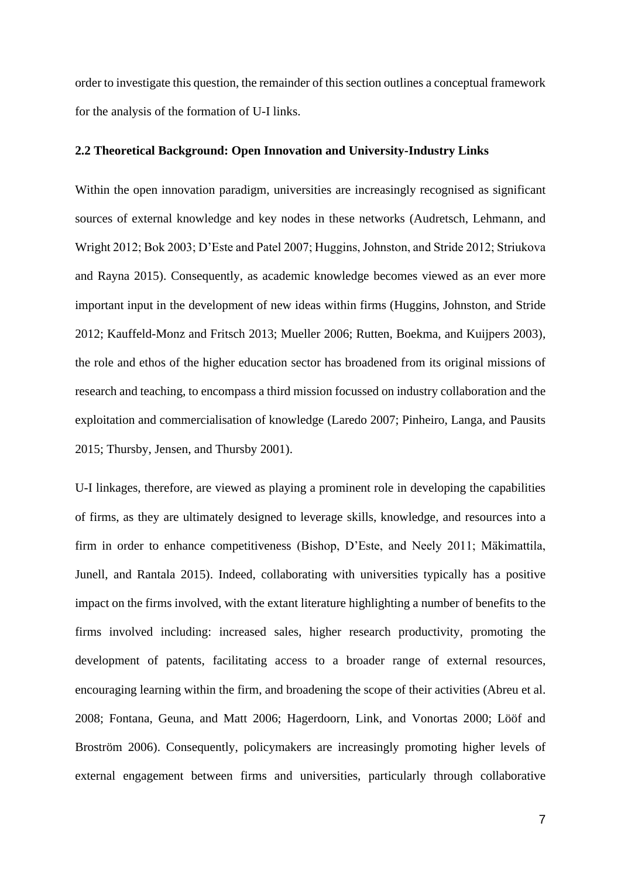order to investigate this question, the remainder of this section outlines a conceptual framework for the analysis of the formation of U-I links.

### 2.2 Theoretical Background: Open Innovation and University-Industry Links

Within the open innovation paradigm, universities are increasingly recognised as significant sources of external knowledge and key nodes in these networks (Audretsch, Lehmann, and Wright 2012; Bok 2003; D'Este and Patel 2007; Huggins, Johnston, and Stride 2012; Striukova and Rayna 2015). Consequently, as academic knowledge becomes viewed as an ever more important input in the development of new ideas within firms (Huggins, Johnston, and Stride 2012; Kauffeld-Monz and Fritsch 2013; Mueller 2006; Rutten, Boekma, and Kuijpers 2003), the role and ethos of the higher education sector has broadened from its original missions of research and teaching, to encompass a third mission focussed on industry collaboration and the exploitation and commercialisation of knowledge (Laredo 2007; Pinheiro, Langa, and Pausits 2015; Thursby, Jensen, and Thursby 2001).

U-I linkages, therefore, are viewed as playing a prominent role in developing the capabilities of firms, as they are ultimately designed to leverage skills, knowledge, and resources into a firm in order to enhance competitiveness (Bishop, D'Este, and Neely 2011; Mäkimattila, Junell, and Rantala 2015). Indeed, collaborating with universities typically has a positive impact on the firms involved, with the extant literature highlighting a number of benefits to the firms involved including: increased sales, higher research productivity, promoting the development of patents, facilitating access to a broader range of external resources, encouraging learning within the firm, and broadening the scope of their activities (Abreu et al. 2008; Fontana, Geuna, and Matt 2006; Hagerdoorn, Link, and Vonortas 2000; Lööf and Broström 2006). Consequently, policymakers are increasingly promoting higher levels of external engagement between firms and universities, particularly through collaborative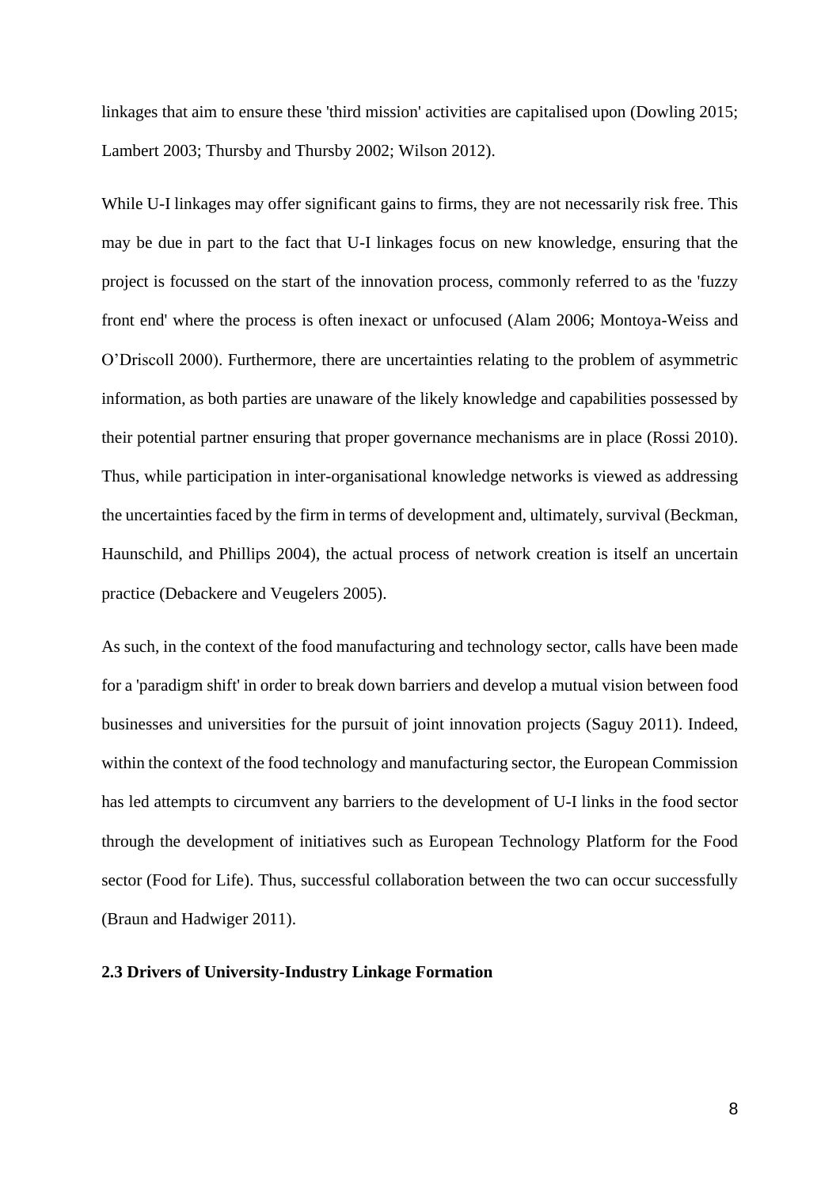linkages that aim to ensure these 'third mission' activities are capitalised upon (Dowling 2015; Lambert 2003; Thursby and Thursby 2002; Wilson 2012).

While U-I linkages may offer significant gains to firms, they are not necessarily risk free. This may be due in part to the fact that U-I linkages focus on new knowledge, ensuring that the project is focussed on the start of the innovation process, commonly referred to as the 'fuzzy front end' where the process is often inexact or unfocused (Alam 2006; Montoya-Weiss and O'Driscoll 2000). Furthermore, there are uncertainties relating to the problem of asymmetric information, as both parties are unaware of the likely knowledge and capabilities possessed by their potential partner ensuring that proper governance mechanisms are in place (Rossi 2010). Thus, while participation in inter-organisational knowledge networks is viewed as addressing the uncertainties faced by the firm in terms of development and, ultimately, survival (Beckman, Haunschild, and Phillips 2004), the actual process of network creation is itself an uncertain practice (Debackere and Veugelers 2005).

As such, in the context of the food manufacturing and technology sector, calls have been made for a 'paradigm shift' in order to break down barriers and develop a mutual vision between food businesses and universities for the pursuit of joint innovation projects (Saguy 2011). Indeed, within the context of the food technology and manufacturing sector, the European Commission has led attempts to circumvent any barriers to the development of U-I links in the food sector through the development of initiatives such as European Technology Platform for the Food sector (Food for Life). Thus, successful collaboration between the two can occur successfully (Braun and Hadwiger 2011).

## 2.3 Drivers of University-Industry Linkage Formation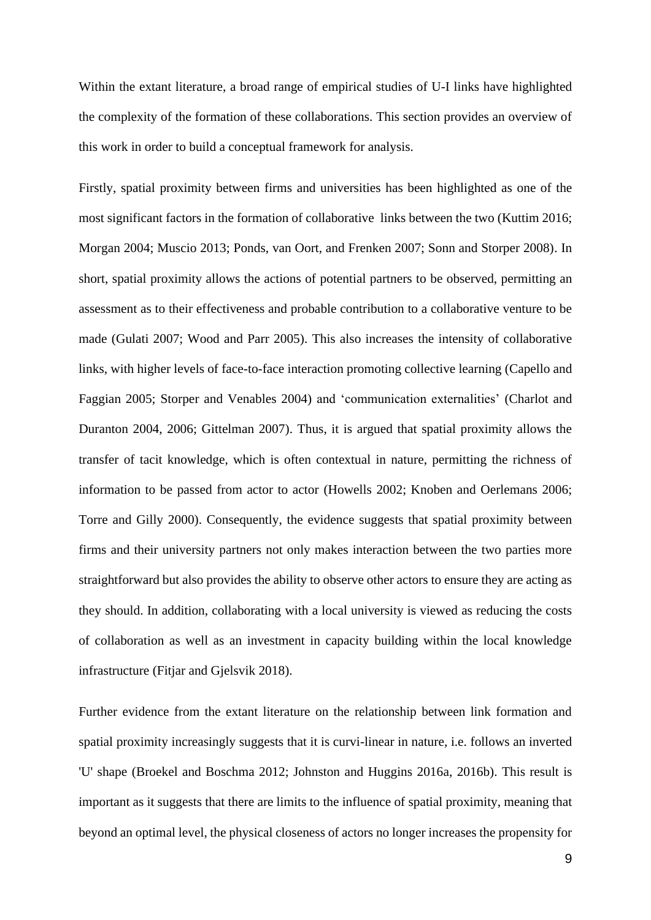Within the extant literature, a broad range of empirical studies of U-I links have highlighted the complexity of the formation of these collaborations. This section provides an overview of this work in order to build a conceptual framework for analysis.

Firstly, spatial proximity between firms and universities has been highlighted as one of the most significant factors in the formation of collaborative links between the two (Kuttim 2016; Morgan 2004; Muscio 2013; Ponds, van Oort, and Frenken 2007; Sonn and Storper 2008). In short, spatial proximity allows the actions of potential partners to be observed, permitting an assessment as to their effectiveness and probable contribution to a collaborative venture to be made (Gulati 2007; Wood and Parr 2005). This also increases the intensity of collaborative links, with higher levels of face-to-face interaction promoting collective learning (Capello and Faggian 2005; Storper and Venables 2004) and 'communication externalities' (Charlot and Duranton 2004, 2006; Gittelman 2007). Thus, it is argued that spatial proximity allows the transfer of tacit knowledge, which is often contextual in nature, permitting the richness of information to be passed from actor to actor (Howells 2002; Knoben and Oerlemans 2006; Torre and Gilly 2000). Consequently, the evidence suggests that spatial proximity between firms and their university partners not only makes interaction between the two parties more straightforward but also provides the ability to observe other actors to ensure they are acting as they should. In addition, collaborating with a local university is viewed as reducing the costs of collaboration as well as an investment in capacity building within the local knowledge infrastructure (Fitjar and Gjelsvik 2018).

Further evidence from the extant literature on the relationship between link formation and spatial proximity increasingly suggests that it is curvi-linear in nature, i.e. follows an inverted 'U' shape (Broekel and Boschma 2012; Johnston and Huggins 2016a, 2016b). This result is important as it suggests that there are limits to the influence of spatial proximity, meaning that beyond an optimal level, the physical closeness of actors no longer increases the propensity for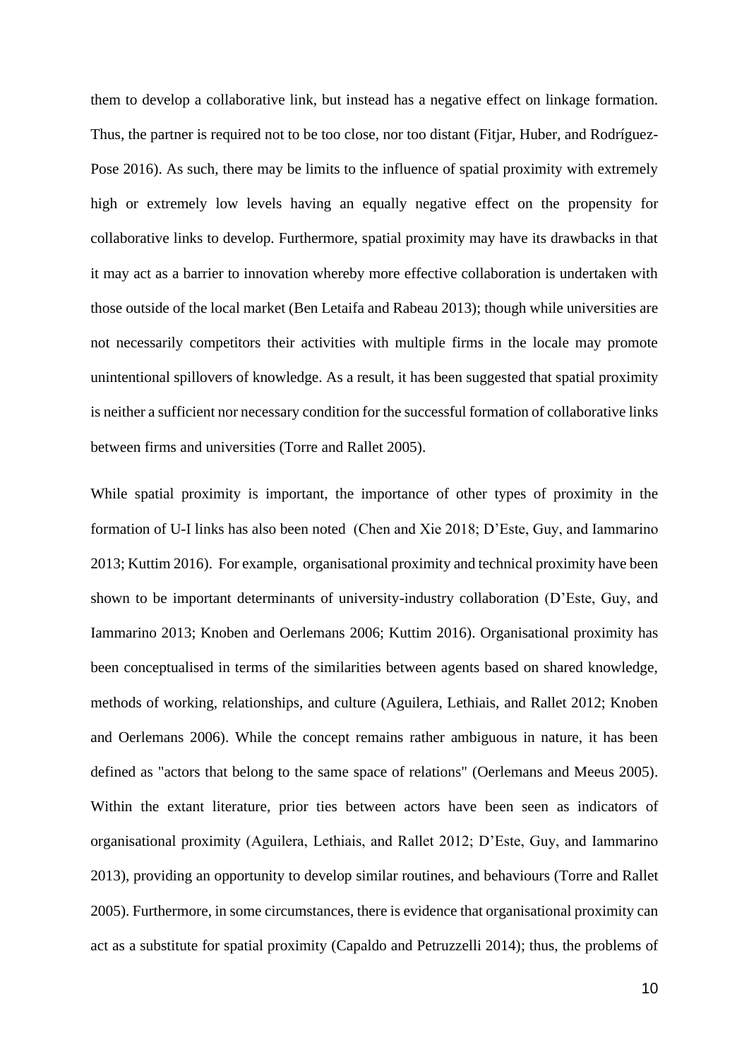them to develop a collaborative link, but instead has a negative effect on linkage formation. Thus, the partner is required not to be too close, nor too distant (Fitjar, Huber, and Rodríguez-Pose 2016). As such, there may be limits to the influence of spatial proximity with extremely high or extremely low levels having an equally negative effect on the propensity for collaborative links to develop. Furthermore, spatial proximity may have its drawbacks in that it may act as a barrier to innovation whereby more effective collaboration is undertaken with those outside of the local market (Ben Letaifa and Rabeau 2013); though while universities are not necessarily competitors their activities with multiple firms in the locale may promote unintentional spillovers of knowledge. As a result, it has been suggested that spatial proximity is neither a sufficient nor necessary condition for the successful formation of collaborative links between firms and universities (Torre and Rallet 2005).

While spatial proximity is important, the importance of other types of proximity in the formation of U-I links has also been noted (Chen and Xie 2018; D'Este, Guy, and Iammarino 2013; Kuttim 2016). For example, organisational proximity and technical proximity have been shown to be important determinants of university-industry collaboration (D'Este, Guy, and Iammarino 2013; Knoben and Oerlemans 2006; Kuttim 2016). Organisational proximity has been conceptualised in terms of the similarities between agents based on shared knowledge, methods of working, relationships, and culture (Aguilera, Lethiais, and Rallet 2012; Knoben and Oerlemans 2006). While the concept remains rather ambiguous in nature, it has been defined as "actors that belong to the same space of relations" (Oerlemans and Meeus 2005). Within the extant literature, prior ties between actors have been seen as indicators of organisational proximity (Aguilera, Lethiais, and Rallet 2012; D'Este, Guy, and Iammarino 2013), providing an opportunity to develop similar routines, and behaviours (Torre and Rallet 2005). Furthermore, in some circumstances, there is evidence that organisational proximity can act as a substitute for spatial proximity (Capaldo and Petruzzelli 2014); thus, the problems of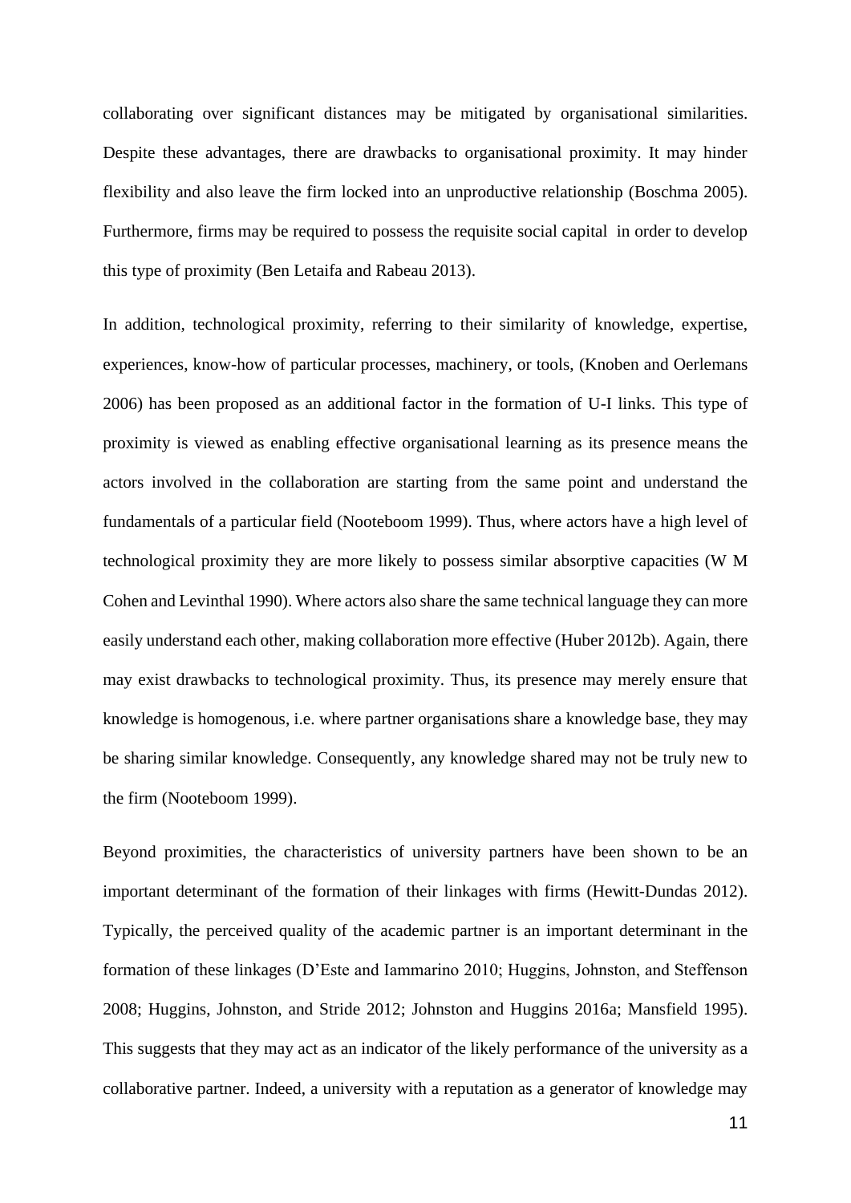collaborating over significant distances may be mitigated by organisational similarities. Despite these advantages, there are drawbacks to organisational proximity. It may hinder flexibility and also leave the firm locked into an unproductive relationship (Boschma 2005). Furthermore, firms may be required to possess the requisite social capital  in order to develop this type of proximity (Ben Letaifa and Rabeau 2013).

In addition, technological proximity, referring to their similarity of knowledge, expertise, experiences, know-how of particular processes, machinery, or tools, (Knoben and Oerlemans 2006) has been proposed as an additional factor in the formation of U-I links. This type of proximity is viewed as enabling effective organisational learning as its presence means the actors involved in the collaboration are starting from the same point and understand the fundamentals of a particular field (Nooteboom 1999). Thus, where actors have a high level of technological proximity they are more likely to possess similar absorptive capacities (W M Cohen and Levinthal 1990). Where actors also share the same technical language they can more easily understand each other, making collaboration more effective (Huber 2012b). Again, there may exist drawbacks to technological proximity. Thus, its presence may merely ensure that knowledge is homogenous, i.e. where partner organisations share a knowledge base, they may be sharing similar knowledge. Consequently, any knowledge shared may not be truly new to the firm (Nooteboom 1999).

Beyond proximities, the characteristics of university partners have been shown to be an important determinant of the formation of their linkages with firms (Hewitt-Dundas 2012). Typically, the perceived quality of the academic partner is an important determinant in the formation of these linkages (D'Este and Iammarino 2010; Huggins, Johnston, and Steffenson 2008; Huggins, Johnston, and Stride 2012; Johnston and Huggins 2016a; Mansfield 1995). This suggests that they may act as an indicator of the likely performance of the university as a collaborative partner. Indeed, a university with a reputation as a generator of knowledge may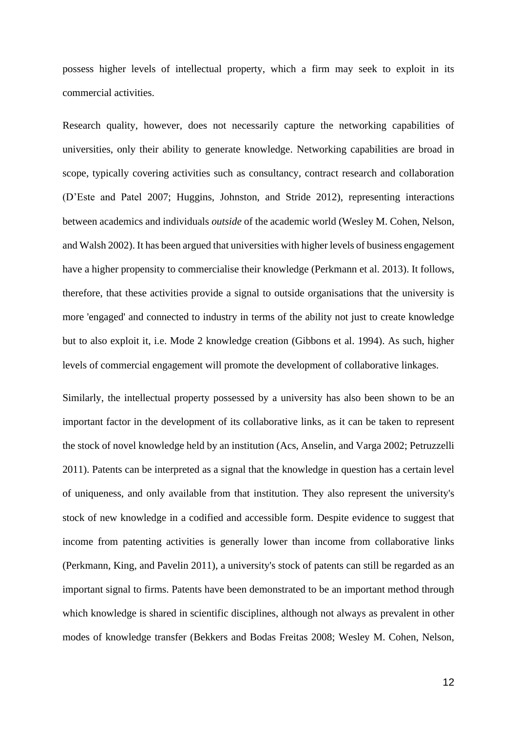possess higher levels of intellectual property, which a firm may seek to exploit in its commercial activities.

Research quality, however, does not necessarily capture the networking capabilities of universities, only their ability to generate knowledge. Networking capabilities are broad in scope, typically covering activities such as consultancy, contract research and collaboration (D'Este and Patel 2007; Huggins, Johnston, and Stride 2012), representing interactions between academics and individuals *outside* of the academic world (Wesley M. Cohen, Nelson, and Walsh 2002). It has been argued that universities with higher levels of business engagement have a higher propensity to commercialise their knowledge (Perkmann et al. 2013). It follows, therefore, that these activities provide a signal to outside organisations that the university is more 'engaged' and connected to industry in terms of the ability not just to create knowledge but to also exploit it, i.e. Mode 2 knowledge creation (Gibbons et al. 1994). As such, higher levels of commercial engagement will promote the development of collaborative linkages.

Similarly, the intellectual property possessed by a university has also been shown to be an important factor in the development of its collaborative links, as it can be taken to represent the stock of novel knowledge held by an institution (Acs, Anselin, and Varga 2002; Petruzzelli 2011). Patents can be interpreted as a signal that the knowledge in question has a certain level of uniqueness, and only available from that institution. They also represent the university's stock of new knowledge in a codified and accessible form. Despite evidence to suggest that income from patenting activities is generally lower than income from collaborative links (Perkmann, King, and Pavelin 2011), a university's stock of patents can still be regarded as an important signal to firms. Patents have been demonstrated to be an important method through which knowledge is shared in scientific disciplines, although not always as prevalent in other modes of knowledge transfer (Bekkers and Bodas Freitas 2008; Wesley M. Cohen, Nelson,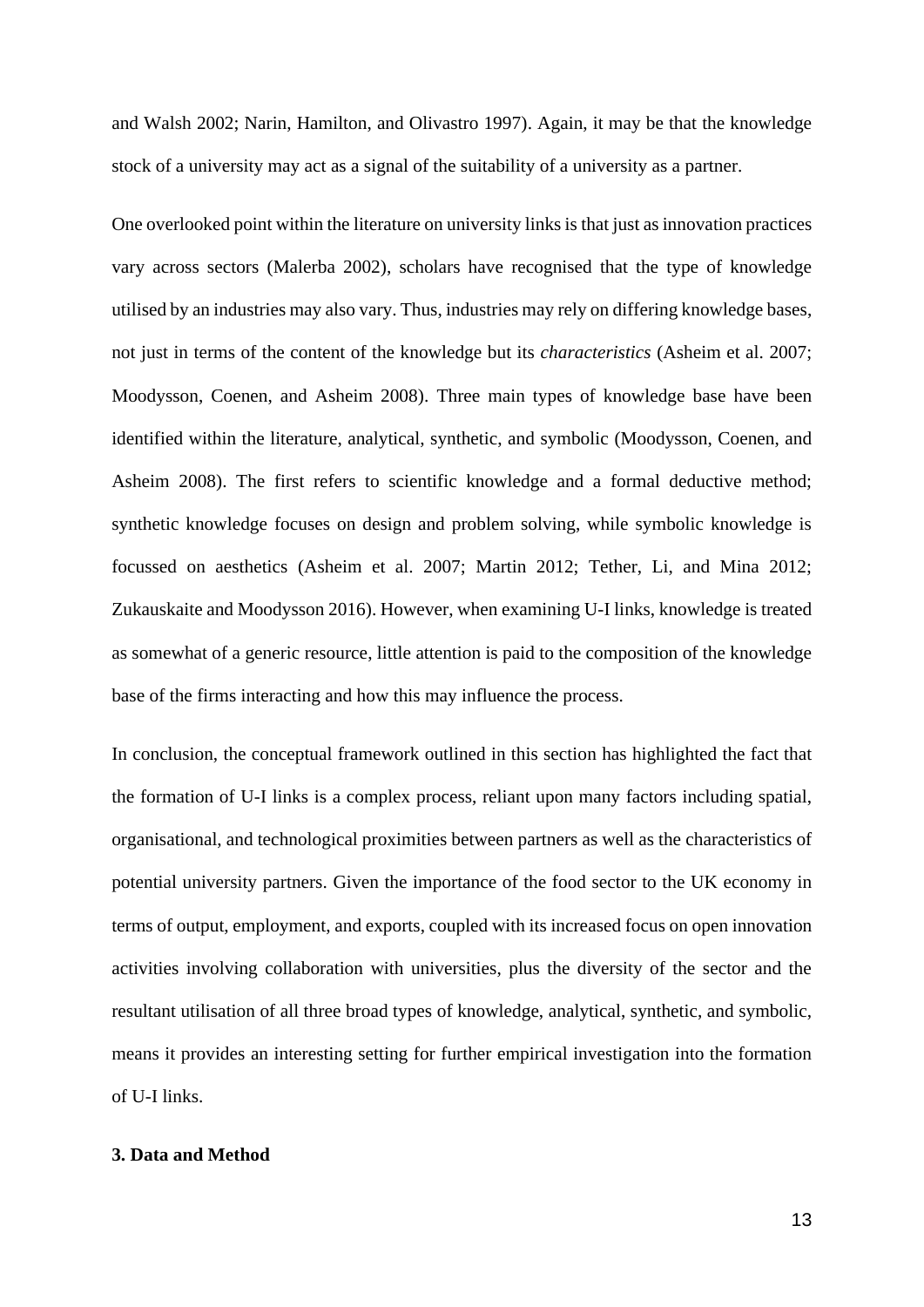and Walsh 2002; Narin, Hamilton, and Olivastro 1997). Again, it may be that the knowledge stock of a university may act as a signal of the suitability of a university as a partner.

One overlooked point within the literature on university links is that just as innovation practices vary across sectors (Malerba 2002), scholars have recognised that the type of knowledge utilised by an industries may also vary. Thus, industries may rely on differing knowledge bases, not just in terms of the content of the knowledge but its *characteristics* (Asheim et al. 2007; Moodysson, Coenen, and Asheim 2008). Three main types of knowledge base have been identified within the literature, analytical, synthetic, and symbolic (Moodysson, Coenen, and Asheim 2008). The first refers to scientific knowledge and a formal deductive method; synthetic knowledge focuses on design and problem solving, while symbolic knowledge is focussed on aesthetics (Asheim et al. 2007; Martin 2012; Tether, Li, and Mina 2012; Zukauskaite and Moodysson 2016). However, when examining U-I links, knowledge is treated as somewhat of a generic resource, little attention is paid to the composition of the knowledge base of the firms interacting and how this may influence the process.

In conclusion, the conceptual framework outlined in this section has highlighted the fact that the formation of U-I links is a complex process, reliant upon many factors including spatial, organisational, and technological proximities between partners as well as the characteristics of potential university partners. Given the importance of the food sector to the UK economy in terms of output, employment, and exports, coupled with its increased focus on open innovation activities involving collaboration with universities, plus the diversity of the sector and the resultant utilisation of all three broad types of knowledge, analytical, synthetic, and symbolic, means it provides an interesting setting for further empirical investigation into the formation of U-I links.

## 3. Data and Method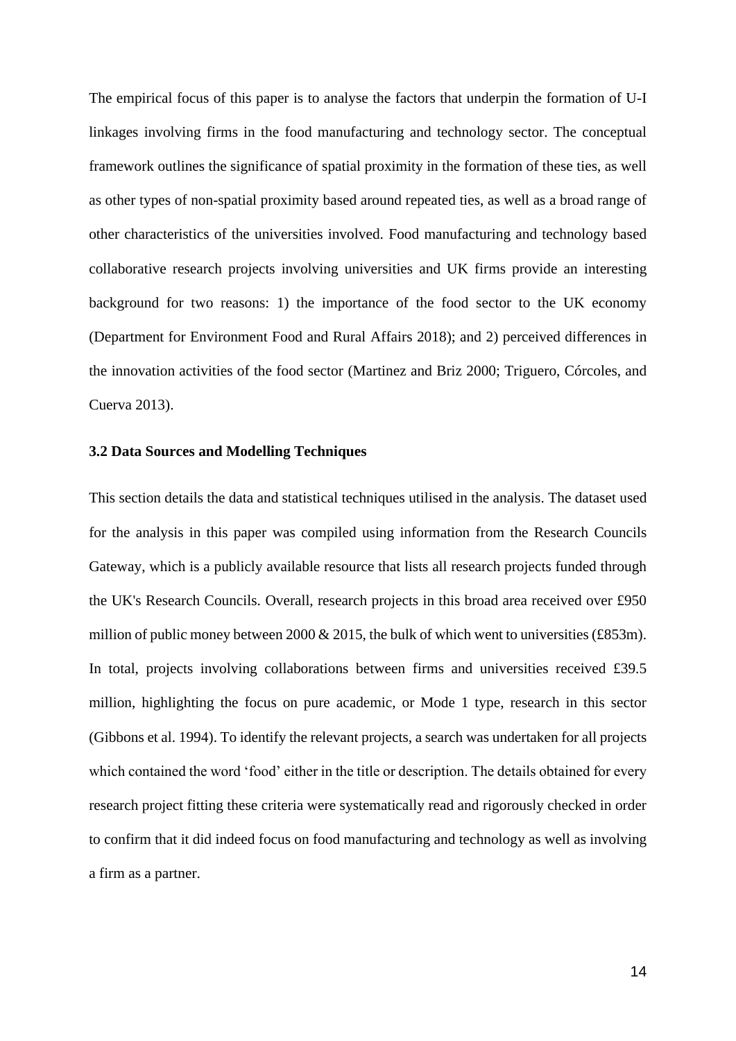The empirical focus of this paper is to analyse the factors that underpin the formation of U-I linkages involving firms in the food manufacturing and technology sector. The conceptual framework outlines the significance of spatial proximity in the formation of these ties, as well as other types of non-spatial proximity based around repeated ties, as well as a broad range of other characteristics of the universities involved. Food manufacturing and technology based collaborative research projects involving universities and UK firms provide an interesting background for two reasons: 1) the importance of the food sector to the UK economy (Department for Environment Food and Rural Affairs 2018); and 2) perceived differences in the innovation activities of the food sector (Martinez and Briz 2000; Triguero, Córcoles, and Cuerva 2013).

### 3.2 Data Sources and Modelling Techniques

This section details the data and statistical techniques utilised in the analysis. The dataset used for the analysis in this paper was compiled using information from the Research Councils Gateway, which is a publicly available resource that lists all research projects funded through the UK's Research Councils. Overall, research projects in this broad area received over £950 million of public money between 2000 & 2015, the bulk of which went to universities (£853m). In total, projects involving collaborations between firms and universities received £39.5 million, highlighting the focus on pure academic, or Mode 1 type, research in this sector (Gibbons et al. 1994). To identify the relevant projects, a search was undertaken for all projects which contained the word 'food' either in the title or description. The details obtained for every research project fitting these criteria were systematically read and rigorously checked in order to confirm that it did indeed focus on food manufacturing and technology as well as involving a firm as a partner.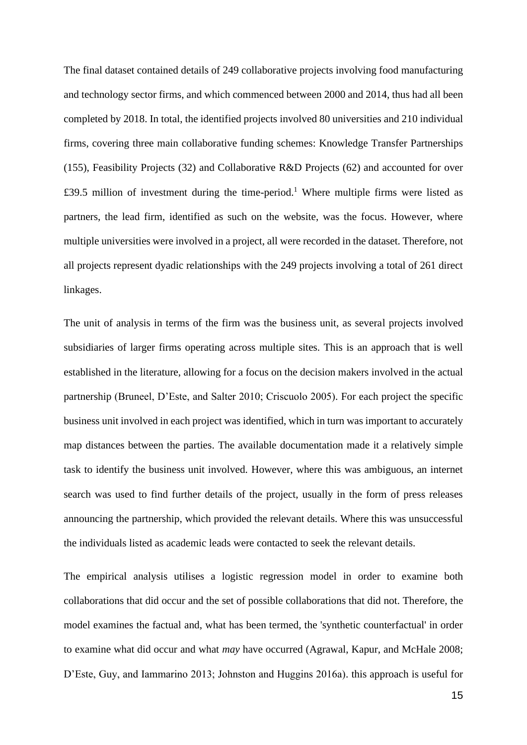The final dataset contained details of 249 collaborative projects involving food manufacturing and technology sector firms, and which commenced between 2000 and 2014, thus had all been completed by 2018. In total, the identified projects involved 80 universities and 210 individual firms, covering three main collaborative funding schemes: Knowledge Transfer Partnerships (155), Feasibility Projects (32) and Collaborative R&D Projects (62) and accounted for over £39.5 million of investment during the time-period.[1] Where multiple firms were listed as partners, the lead firm, identified as such on the website, was the focus. However, where multiple universities were involved in a project, all were recorded in the dataset. Therefore, not all projects represent dyadic relationships with the 249 projects involving a total of 261 direct linkages.

The unit of analysis in terms of the firm was the business unit, as several projects involved subsidiaries of larger firms operating across multiple sites. This is an approach that is well established in the literature, allowing for a focus on the decision makers involved in the actual partnership (Bruneel, D'Este, and Salter 2010; Criscuolo 2005). For each project the specific business unit involved in each project was identified, which in turn was important to accurately map distances between the parties. The available documentation made it a relatively simple task to identify the business unit involved. However, where this was ambiguous, an internet search was used to find further details of the project, usually in the form of press releases announcing the partnership, which provided the relevant details. Where this was unsuccessful the individuals listed as academic leads were contacted to seek the relevant details.

The empirical analysis utilises a logistic regression model in order to examine both collaborations that did occur and the set of possible collaborations that did not. Therefore, the model examines the factual and, what has been termed, the 'synthetic counterfactual' in order to examine what did occur and what *may* have occurred (Agrawal, Kapur, and McHale 2008; D'Este, Guy, and Iammarino 2013; Johnston and Huggins 2016a). this approach is useful for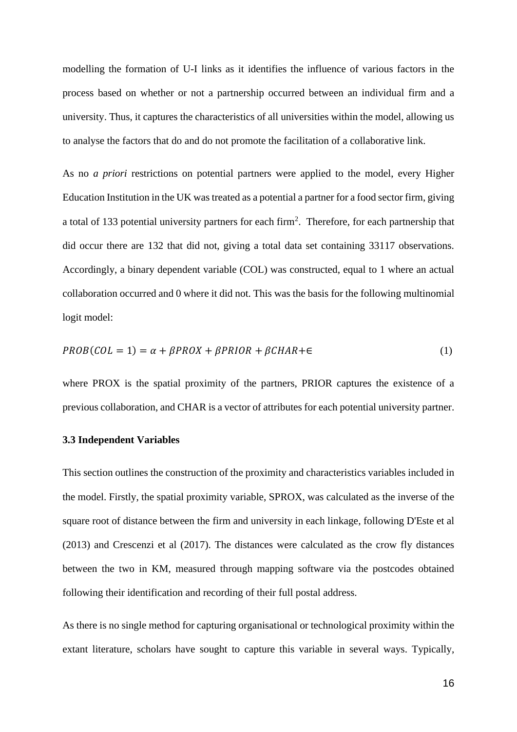modelling the formation of U-I links as it identifies the influence of various factors in the process based on whether or not a partnership occurred between an individual firm and a university. Thus, it captures the characteristics of all universities within the model, allowing us to analyse the factors that do and do not promote the facilitation of a collaborative link.

As no *a priori* restrictions on potential partners were applied to the model, every Higher Education Institution in the UK was treated as a potential a partner for a food sector firm, giving a total of 133 potential university partners for each firm[2]. Therefore, for each partnership that did occur there are 132 that did not, giving a total data set containing 33117 observations. Accordingly, a binary dependent variable (COL) was constructed, equal to 1 where an actual collaboration occurred and 0 where it did not. This was the basis for the following multinomial logit model:

$$PROB(COL = 1) = \alpha + \beta PROX + \beta PRIOR + \beta CHAR + \in \quad (1)$$

where PROX is the spatial proximity of the partners, PRIOR captures the existence of a previous collaboration, and CHAR is a vector of attributes for each potential university partner.

### 3.3 Independent Variables

This section outlines the construction of the proximity and characteristics variables included in the model. Firstly, the spatial proximity variable, SPROX, was calculated as the inverse of the square root of distance between the firm and university in each linkage, following D'Este et al (2013) and Crescenzi et al (2017). The distances were calculated as the crow fly distances between the two in KM, measured through mapping software via the postcodes obtained following their identification and recording of their full postal address.

As there is no single method for capturing organisational or technological proximity within the extant literature, scholars have sought to capture this variable in several ways. Typically,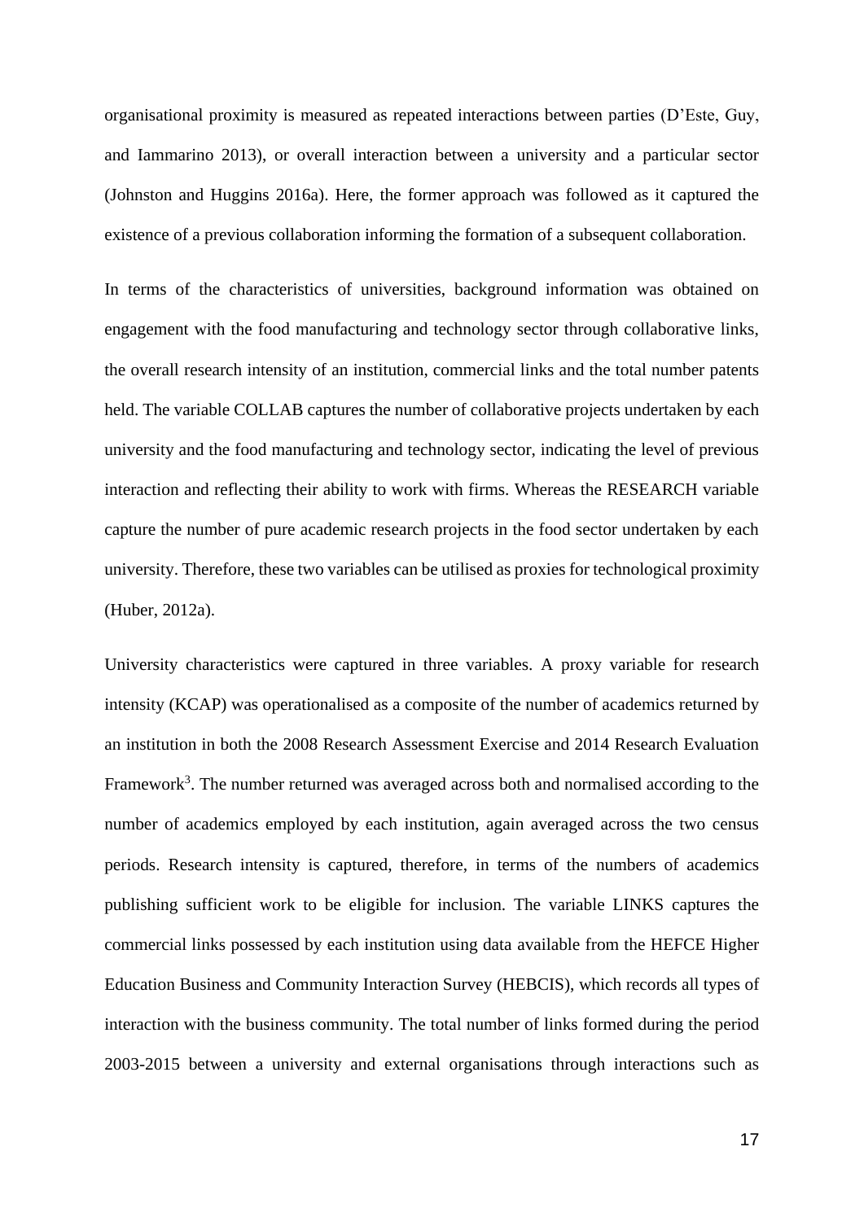organisational proximity is measured as repeated interactions between parties (D'Este, Guy, and Iammarino 2013), or overall interaction between a university and a particular sector (Johnston and Huggins 2016a). Here, the former approach was followed as it captured the existence of a previous collaboration informing the formation of a subsequent collaboration.

In terms of the characteristics of universities, background information was obtained on engagement with the food manufacturing and technology sector through collaborative links, the overall research intensity of an institution, commercial links and the total number patents held. The variable COLLAB captures the number of collaborative projects undertaken by each university and the food manufacturing and technology sector, indicating the level of previous interaction and reflecting their ability to work with firms. Whereas the RESEARCH variable capture the number of pure academic research projects in the food sector undertaken by each university. Therefore, these two variables can be utilised as proxies for technological proximity (Huber, 2012a).

University characteristics were captured in three variables. A proxy variable for research intensity (KCAP) was operationalised as a composite of the number of academics returned by an institution in both the 2008 Research Assessment Exercise and 2014 Research Evaluation Framework[3]. The number returned was averaged across both and normalised according to the number of academics employed by each institution, again averaged across the two census periods. Research intensity is captured, therefore, in terms of the numbers of academics publishing sufficient work to be eligible for inclusion. The variable LINKS captures the commercial links possessed by each institution using data available from the HEFCE Higher Education Business and Community Interaction Survey (HEBCIS), which records all types of interaction with the business community. The total number of links formed during the period 2003-2015 between a university and external organisations through interactions such as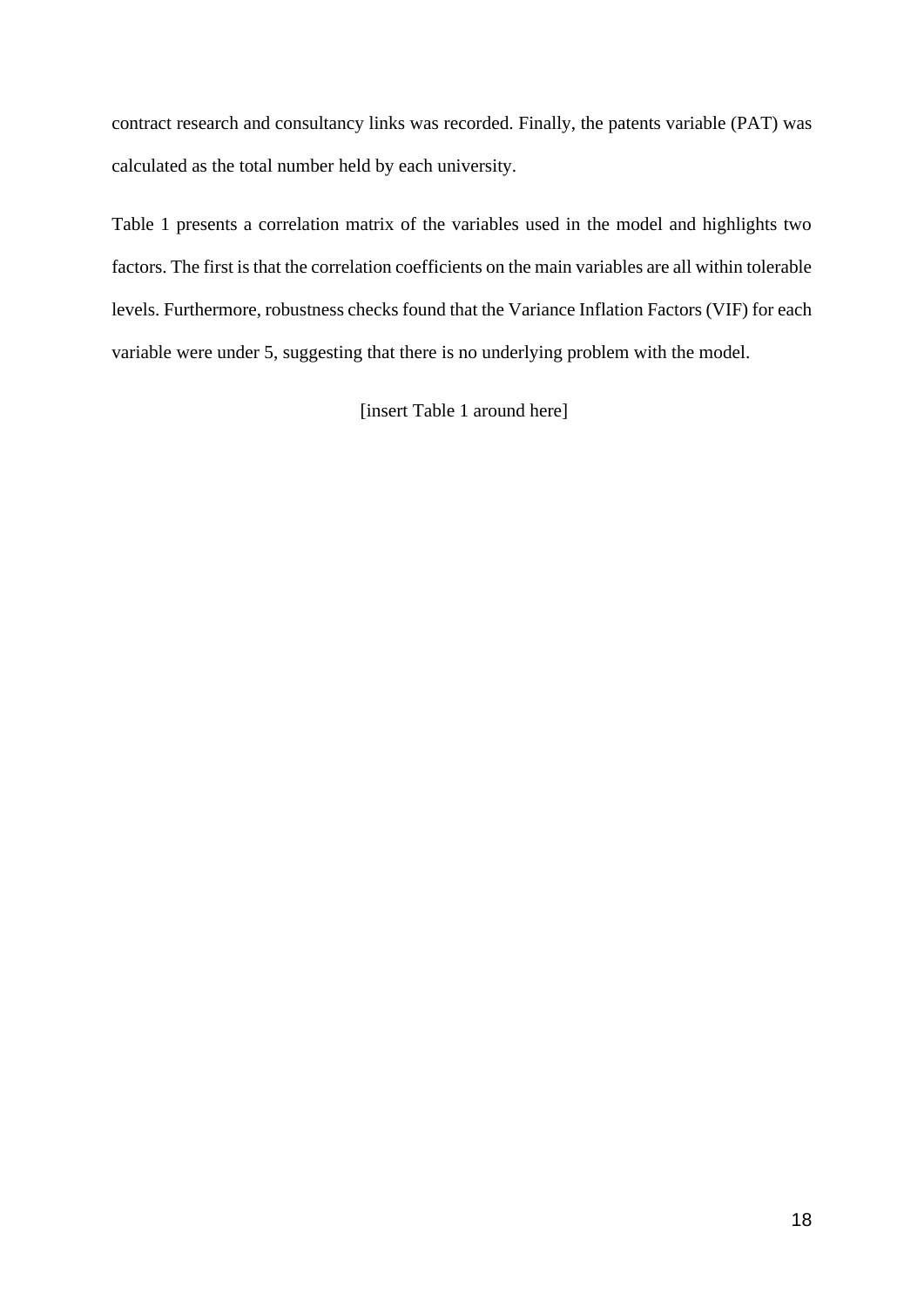contract research and consultancy links was recorded. Finally, the patents variable (PAT) was calculated as the total number held by each university.

Table 1 presents a correlation matrix of the variables used in the model and highlights two factors. The first is that the correlation coefficients on the main variables are all within tolerable levels. Furthermore, robustness checks found that the Variance Inflation Factors (VIF) for each variable were under 5, suggesting that there is no underlying problem with the model.

[insert Table 1 around here]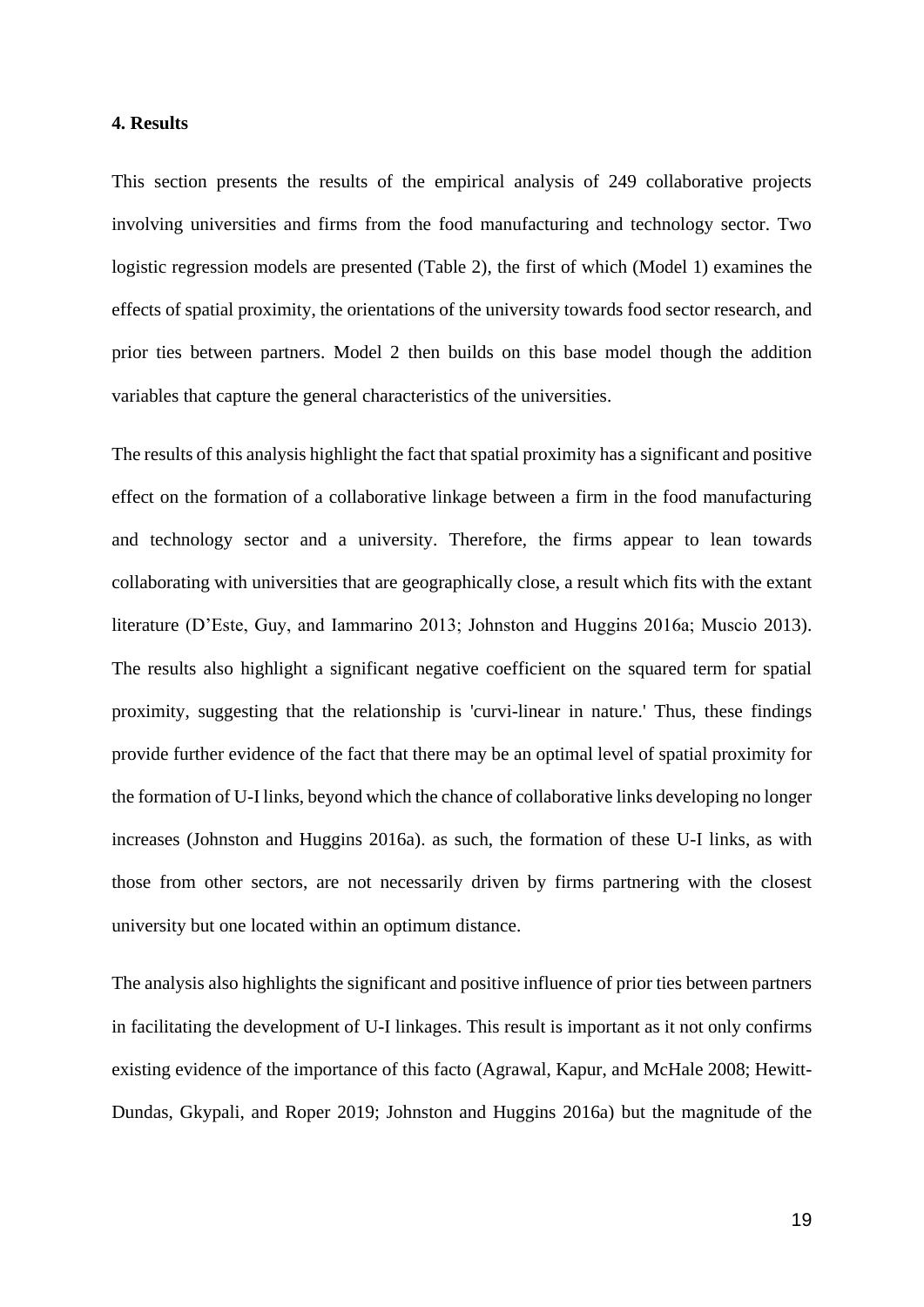**4. Results**

This section presents the results of the empirical analysis of 249 collaborative projects involving universities and firms from the food manufacturing and technology sector. Two logistic regression models are presented (Table 2), the first of which (Model 1) examines the effects of spatial proximity, the orientations of the university towards food sector research, and prior ties between partners. Model 2 then builds on this base model though the addition variables that capture the general characteristics of the universities.

The results of this analysis highlight the fact that spatial proximity has a significant and positive effect on the formation of a collaborative linkage between a firm in the food manufacturing and technology sector and a university. Therefore, the firms appear to lean towards collaborating with universities that are geographically close, a result which fits with the extant literature (D'Este, Guy, and Iammarino 2013; Johnston and Huggins 2016a; Muscio 2013). The results also highlight a significant negative coefficient on the squared term for spatial proximity, suggesting that the relationship is 'curvi-linear in nature.' Thus, these findings provide further evidence of the fact that there may be an optimal level of spatial proximity for the formation of U-I links, beyond which the chance of collaborative links developing no longer increases (Johnston and Huggins 2016a). as such, the formation of these U-I links, as with those from other sectors, are not necessarily driven by firms partnering with the closest university but one located within an optimum distance.

The analysis also highlights the significant and positive influence of prior ties between partners in facilitating the development of U-I linkages. This result is important as it not only confirms existing evidence of the importance of this facto (Agrawal, Kapur, and McHale 2008; Hewitt-Dundas, Gkypali, and Roper 2019; Johnston and Huggins 2016a) but the magnitude of the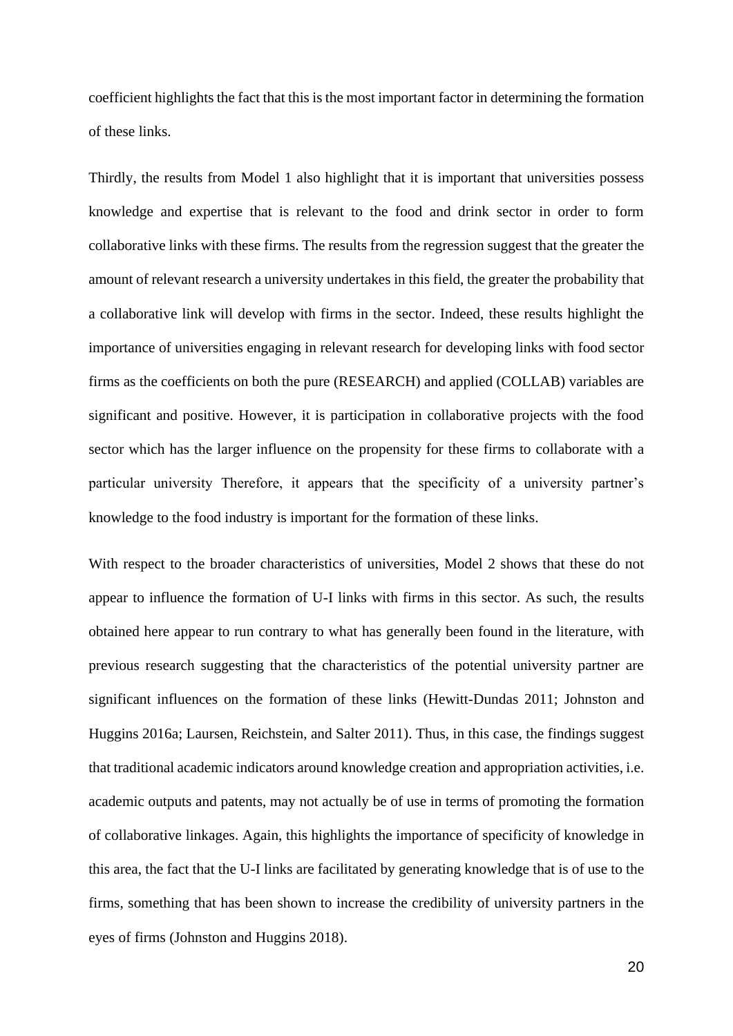coefficient highlights the fact that this is the most important factor in determining the formation of these links.

Thirdly, the results from Model 1 also highlight that it is important that universities possess knowledge and expertise that is relevant to the food and drink sector in order to form collaborative links with these firms. The results from the regression suggest that the greater the amount of relevant research a university undertakes in this field, the greater the probability that a collaborative link will develop with firms in the sector. Indeed, these results highlight the importance of universities engaging in relevant research for developing links with food sector firms as the coefficients on both the pure (RESEARCH) and applied (COLLAB) variables are significant and positive. However, it is participation in collaborative projects with the food sector which has the larger influence on the propensity for these firms to collaborate with a particular university Therefore, it appears that the specificity of a university partner's knowledge to the food industry is important for the formation of these links.

With respect to the broader characteristics of universities, Model 2 shows that these do not appear to influence the formation of U-I links with firms in this sector. As such, the results obtained here appear to run contrary to what has generally been found in the literature, with previous research suggesting that the characteristics of the potential university partner are significant influences on the formation of these links (Hewitt-Dundas 2011; Johnston and Huggins 2016a; Laursen, Reichstein, and Salter 2011). Thus, in this case, the findings suggest that traditional academic indicators around knowledge creation and appropriation activities, i.e. academic outputs and patents, may not actually be of use in terms of promoting the formation of collaborative linkages. Again, this highlights the importance of specificity of knowledge in this area, the fact that the U-I links are facilitated by generating knowledge that is of use to the firms, something that has been shown to increase the credibility of university partners in the eyes of firms (Johnston and Huggins 2018).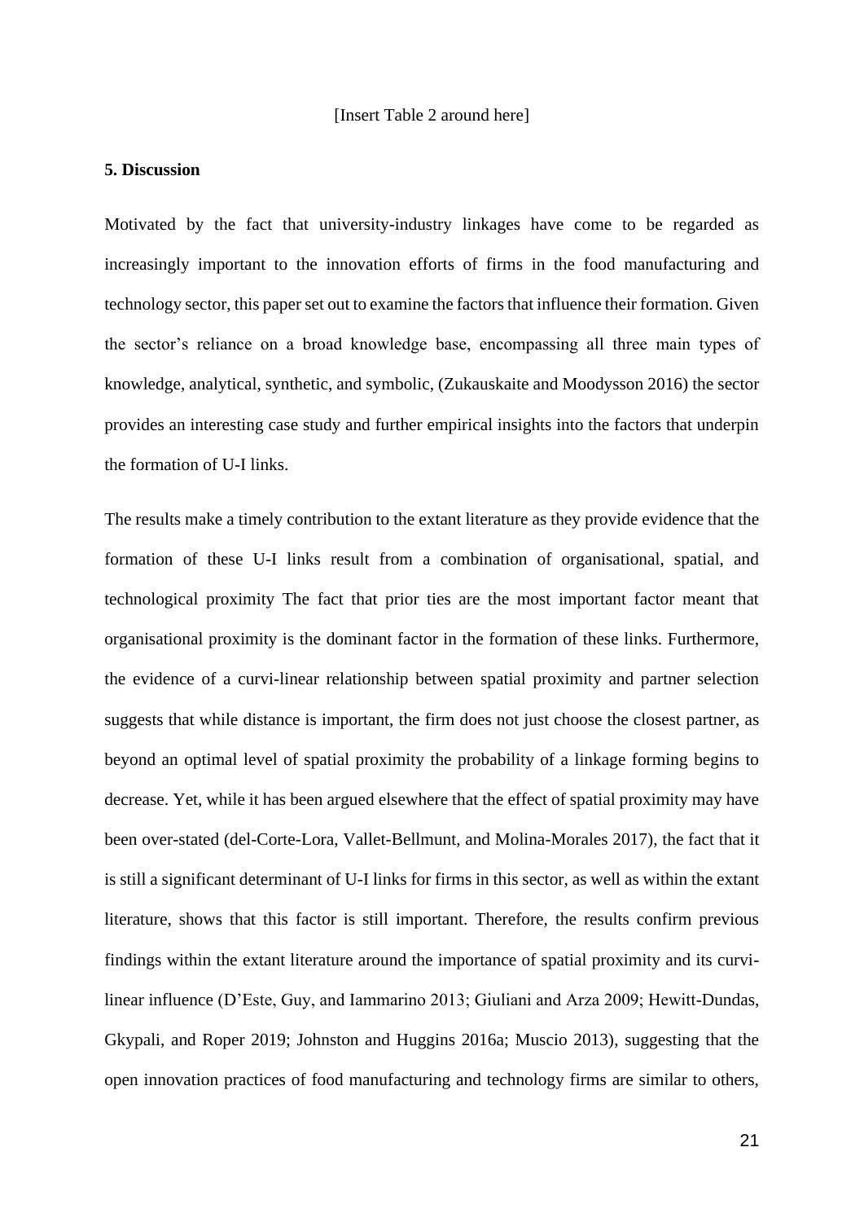[Insert Table 2 around here]

## 5. Discussion

Motivated by the fact that university-industry linkages have come to be regarded as increasingly important to the innovation efforts of firms in the food manufacturing and technology sector, this paper set out to examine the factors that influence their formation. Given the sector's reliance on a broad knowledge base, encompassing all three main types of knowledge, analytical, synthetic, and symbolic, (Zukauskaite and Moodysson 2016) the sector provides an interesting case study and further empirical insights into the factors that underpin the formation of U-I links.

The results make a timely contribution to the extant literature as they provide evidence that the formation of these U-I links result from a combination of organisational, spatial, and technological proximity The fact that prior ties are the most important factor meant that organisational proximity is the dominant factor in the formation of these links. Furthermore, the evidence of a curvi-linear relationship between spatial proximity and partner selection suggests that while distance is important, the firm does not just choose the closest partner, as beyond an optimal level of spatial proximity the probability of a linkage forming begins to decrease. Yet, while it has been argued elsewhere that the effect of spatial proximity may have been over-stated (del-Corte-Lora, Vallet-Bellmunt, and Molina-Morales 2017), the fact that it is still a significant determinant of U-I links for firms in this sector, as well as within the extant literature, shows that this factor is still important. Therefore, the results confirm previous findings within the extant literature around the importance of spatial proximity and its curvi-linear influence (D'Este, Guy, and Iammarino 2013; Giuliani and Arza 2009; Hewitt-Dundas, Gkypali, and Roper 2019; Johnston and Huggins 2016a; Muscio 2013), suggesting that the open innovation practices of food manufacturing and technology firms are similar to others,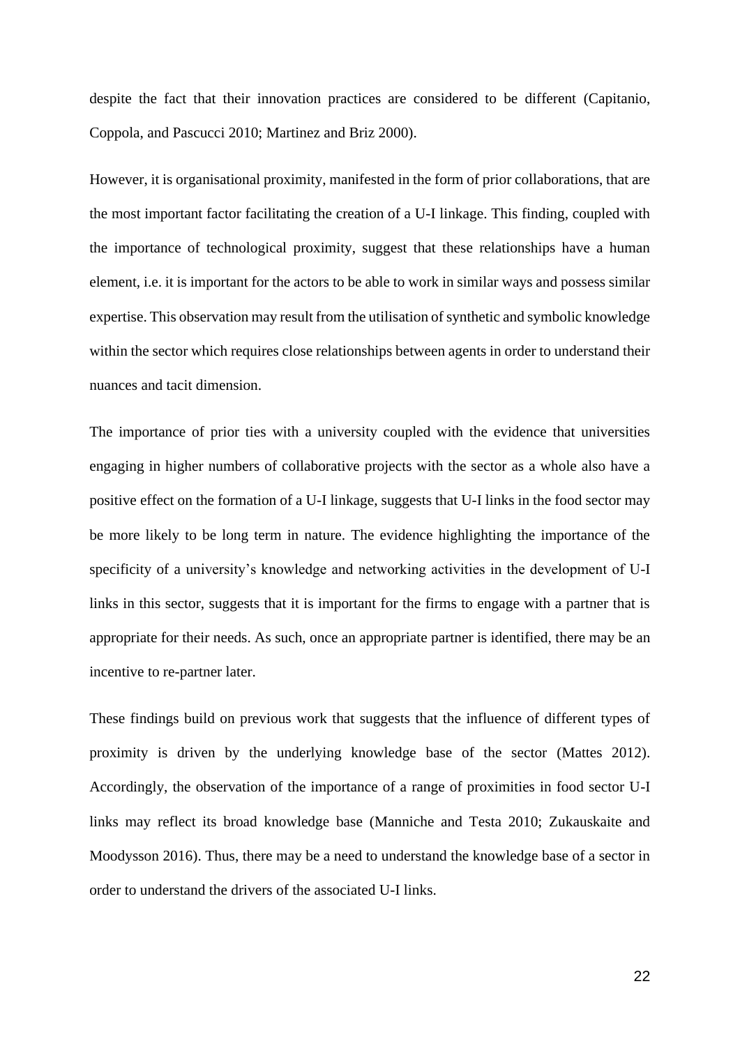despite the fact that their innovation practices are considered to be different (Capitanio, Coppola, and Pascucci 2010; Martinez and Briz 2000).

However, it is organisational proximity, manifested in the form of prior collaborations, that are the most important factor facilitating the creation of a U-I linkage. This finding, coupled with the importance of technological proximity, suggest that these relationships have a human element, i.e. it is important for the actors to be able to work in similar ways and possess similar expertise. This observation may result from the utilisation of synthetic and symbolic knowledge within the sector which requires close relationships between agents in order to understand their nuances and tacit dimension.

The importance of prior ties with a university coupled with the evidence that universities engaging in higher numbers of collaborative projects with the sector as a whole also have a positive effect on the formation of a U-I linkage, suggests that U-I links in the food sector may be more likely to be long term in nature. The evidence highlighting the importance of the specificity of a university's knowledge and networking activities in the development of U-I links in this sector, suggests that it is important for the firms to engage with a partner that is appropriate for their needs. As such, once an appropriate partner is identified, there may be an incentive to re-partner later.

These findings build on previous work that suggests that the influence of different types of proximity is driven by the underlying knowledge base of the sector (Mattes 2012). Accordingly, the observation of the importance of a range of proximities in food sector U-I links may reflect its broad knowledge base (Manniche and Testa 2010; Zukauskaite and Moodysson 2016). Thus, there may be a need to understand the knowledge base of a sector in order to understand the drivers of the associated U-I links.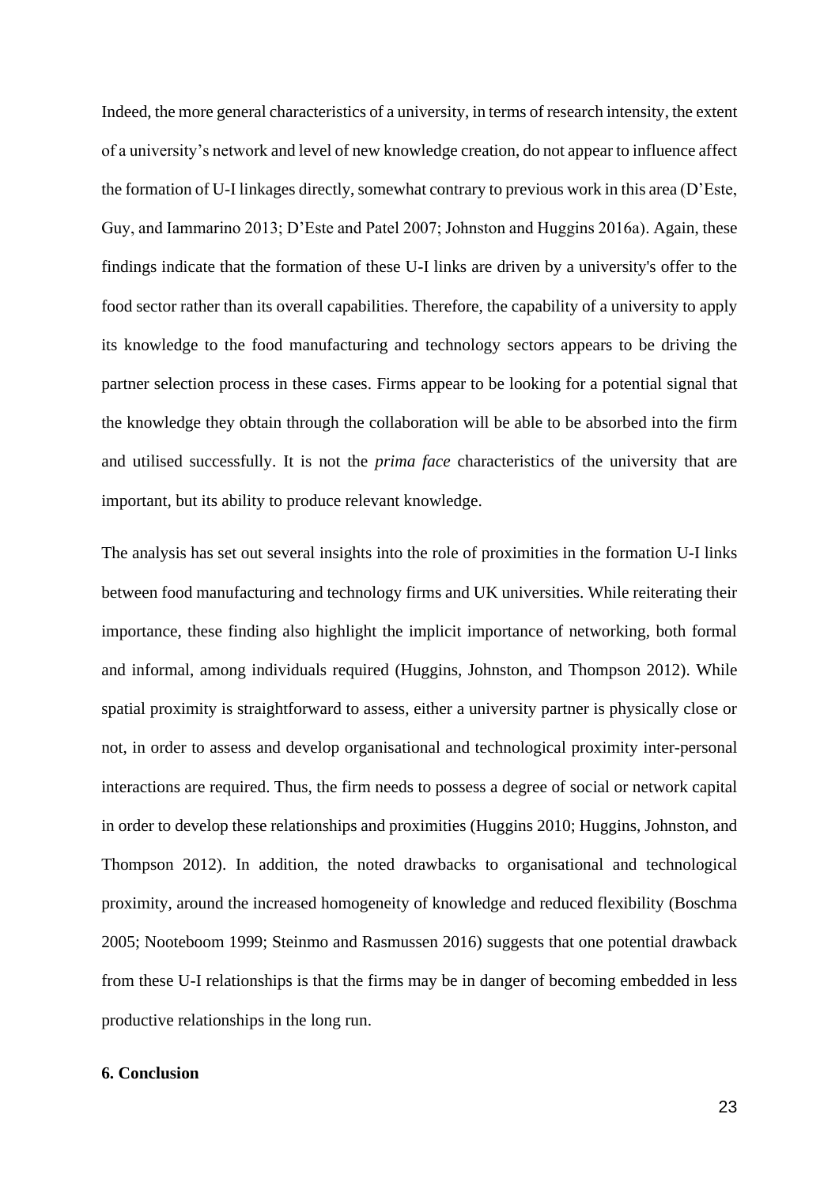Indeed, the more general characteristics of a university, in terms of research intensity, the extent of a university's network and level of new knowledge creation, do not appear to influence affect the formation of U-I linkages directly, somewhat contrary to previous work in this area (D'Este, Guy, and Iammarino 2013; D'Este and Patel 2007; Johnston and Huggins 2016a). Again, these findings indicate that the formation of these U-I links are driven by a university's offer to the food sector rather than its overall capabilities. Therefore, the capability of a university to apply its knowledge to the food manufacturing and technology sectors appears to be driving the partner selection process in these cases. Firms appear to be looking for a potential signal that the knowledge they obtain through the collaboration will be able to be absorbed into the firm and utilised successfully. It is not the *prima face* characteristics of the university that are important, but its ability to produce relevant knowledge.

The analysis has set out several insights into the role of proximities in the formation U-I links between food manufacturing and technology firms and UK universities. While reiterating their importance, these finding also highlight the implicit importance of networking, both formal and informal, among individuals required (Huggins, Johnston, and Thompson 2012). While spatial proximity is straightforward to assess, either a university partner is physically close or not, in order to assess and develop organisational and technological proximity inter-personal interactions are required. Thus, the firm needs to possess a degree of social or network capital in order to develop these relationships and proximities (Huggins 2010; Huggins, Johnston, and Thompson 2012). In addition, the noted drawbacks to organisational and technological proximity, around the increased homogeneity of knowledge and reduced flexibility (Boschma 2005; Nooteboom 1999; Steinmo and Rasmussen 2016) suggests that one potential drawback from these U-I relationships is that the firms may be in danger of becoming embedded in less productive relationships in the long run.

## 6. Conclusion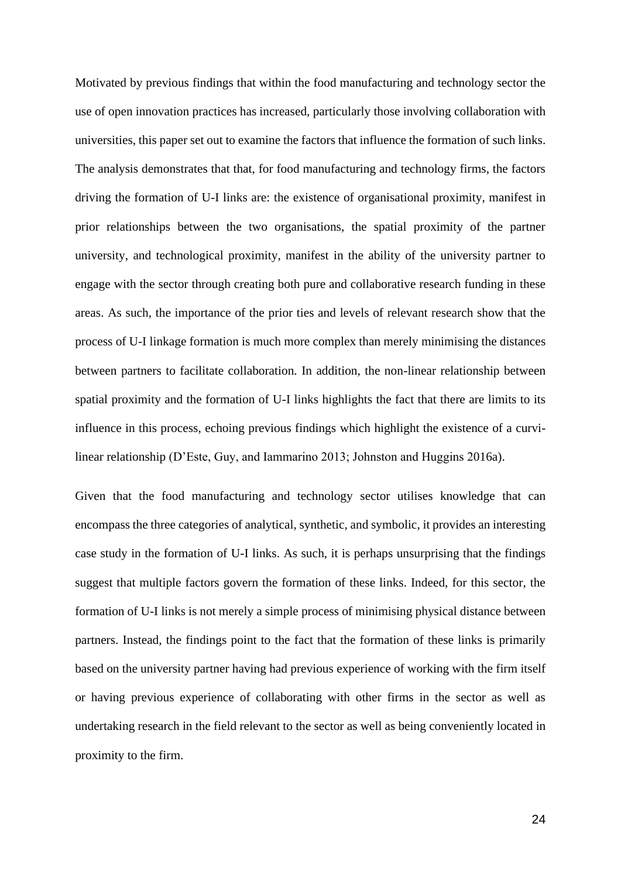Motivated by previous findings that within the food manufacturing and technology sector the use of open innovation practices has increased, particularly those involving collaboration with universities, this paper set out to examine the factors that influence the formation of such links. The analysis demonstrates that that, for food manufacturing and technology firms, the factors driving the formation of U-I links are: the existence of organisational proximity, manifest in prior relationships between the two organisations, the spatial proximity of the partner university, and technological proximity, manifest in the ability of the university partner to engage with the sector through creating both pure and collaborative research funding in these areas. As such, the importance of the prior ties and levels of relevant research show that the process of U-I linkage formation is much more complex than merely minimising the distances between partners to facilitate collaboration. In addition, the non-linear relationship between spatial proximity and the formation of U-I links highlights the fact that there are limits to its influence in this process, echoing previous findings which highlight the existence of a curvi-linear relationship (D'Este, Guy, and Iammarino 2013; Johnston and Huggins 2016a).

Given that the food manufacturing and technology sector utilises knowledge that can encompass the three categories of analytical, synthetic, and symbolic, it provides an interesting case study in the formation of U-I links. As such, it is perhaps unsurprising that the findings suggest that multiple factors govern the formation of these links. Indeed, for this sector, the formation of U-I links is not merely a simple process of minimising physical distance between partners. Instead, the findings point to the fact that the formation of these links is primarily based on the university partner having had previous experience of working with the firm itself or having previous experience of collaborating with other firms in the sector as well as undertaking research in the field relevant to the sector as well as being conveniently located in proximity to the firm.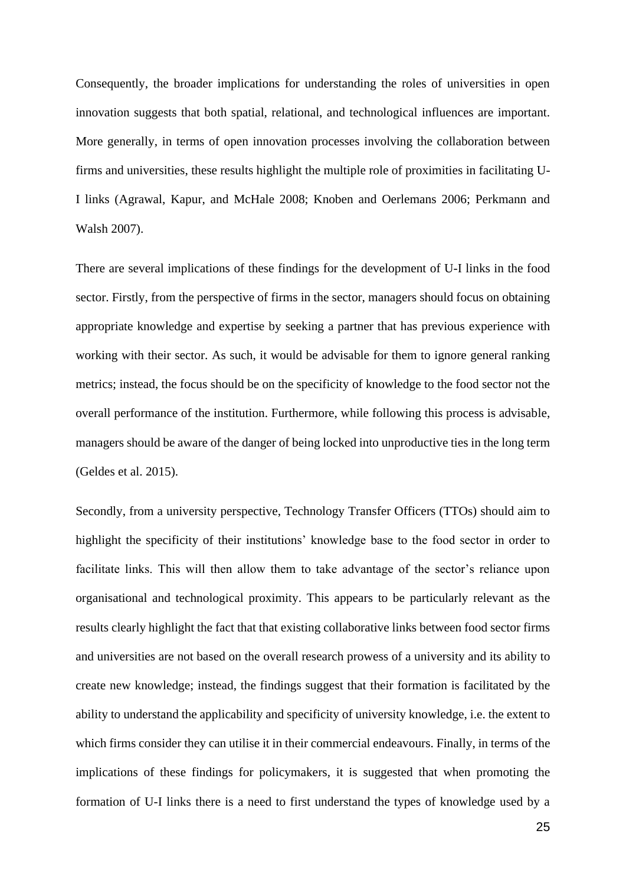Consequently, the broader implications for understanding the roles of universities in open innovation suggests that both spatial, relational, and technological influences are important. More generally, in terms of open innovation processes involving the collaboration between firms and universities, these results highlight the multiple role of proximities in facilitating U-I links (Agrawal, Kapur, and McHale 2008; Knoben and Oerlemans 2006; Perkmann and Walsh 2007).

There are several implications of these findings for the development of U-I links in the food sector. Firstly, from the perspective of firms in the sector, managers should focus on obtaining appropriate knowledge and expertise by seeking a partner that has previous experience with working with their sector. As such, it would be advisable for them to ignore general ranking metrics; instead, the focus should be on the specificity of knowledge to the food sector not the overall performance of the institution. Furthermore, while following this process is advisable, managers should be aware of the danger of being locked into unproductive ties in the long term (Geldes et al. 2015).

Secondly, from a university perspective, Technology Transfer Officers (TTOs) should aim to highlight the specificity of their institutions' knowledge base to the food sector in order to facilitate links. This will then allow them to take advantage of the sector's reliance upon organisational and technological proximity. This appears to be particularly relevant as the results clearly highlight the fact that that existing collaborative links between food sector firms and universities are not based on the overall research prowess of a university and its ability to create new knowledge; instead, the findings suggest that their formation is facilitated by the ability to understand the applicability and specificity of university knowledge, i.e. the extent to which firms consider they can utilise it in their commercial endeavours. Finally, in terms of the implications of these findings for policymakers, it is suggested that when promoting the formation of U-I links there is a need to first understand the types of knowledge used by a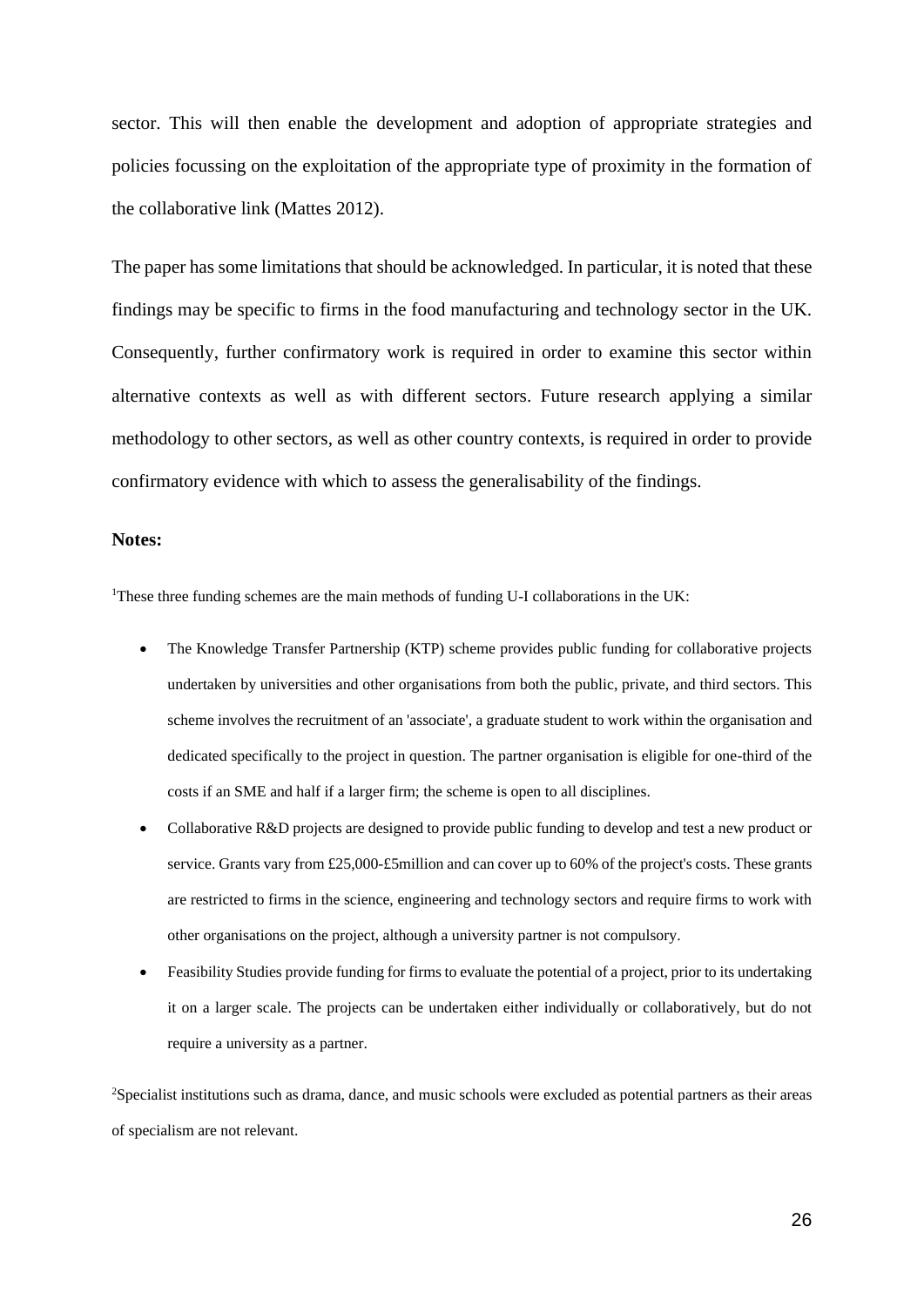sector. This will then enable the development and adoption of appropriate strategies and policies focussing on the exploitation of the appropriate type of proximity in the formation of the collaborative link (Mattes 2012).

The paper has some limitations that should be acknowledged. In particular, it is noted that these findings may be specific to firms in the food manufacturing and technology sector in the UK. Consequently, further confirmatory work is required in order to examine this sector within alternative contexts as well as with different sectors. Future research applying a similar methodology to other sectors, as well as other country contexts, is required in order to provide confirmatory evidence with which to assess the generalisability of the findings.

**Notes:**

[1]These three funding schemes are the main methods of funding U-I collaborations in the UK:

- The Knowledge Transfer Partnership (KTP) scheme provides public funding for collaborative projects undertaken by universities and other organisations from both the public, private, and third sectors. This scheme involves the recruitment of an 'associate', a graduate student to work within the organisation and dedicated specifically to the project in question. The partner organisation is eligible for one-third of the costs if an SME and half if a larger firm; the scheme is open to all disciplines.
- Collaborative R&D projects are designed to provide public funding to develop and test a new product or service. Grants vary from £25,000-£5million and can cover up to 60% of the project's costs. These grants are restricted to firms in the science, engineering and technology sectors and require firms to work with other organisations on the project, although a university partner is not compulsory.
- Feasibility Studies provide funding for firms to evaluate the potential of a project, prior to its undertaking it on a larger scale. The projects can be undertaken either individually or collaboratively, but do not require a university as a partner.

[2]Specialist institutions such as drama, dance, and music schools were excluded as potential partners as their areas of specialism are not relevant.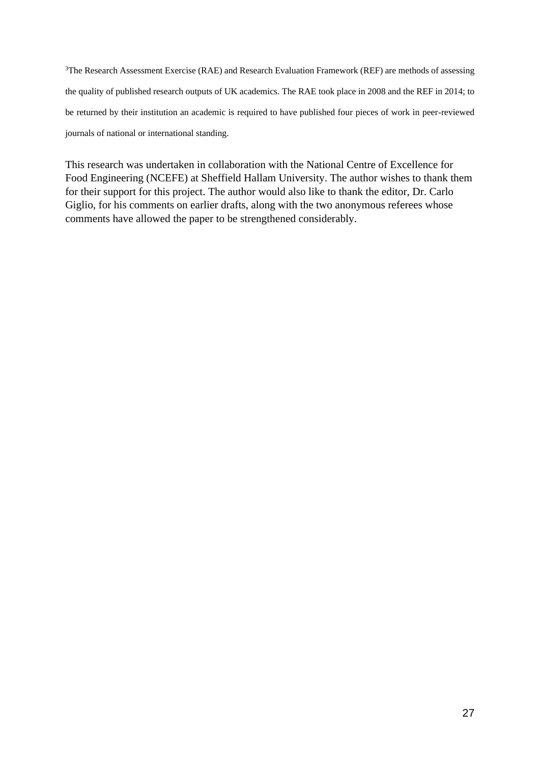[3]The Research Assessment Exercise (RAE) and Research Evaluation Framework (REF) are methods of assessing the quality of published research outputs of UK academics. The RAE took place in 2008 and the REF in 2014; to be returned by their institution an academic is required to have published four pieces of work in peer-reviewed journals of national or international standing.

This research was undertaken in collaboration with the National Centre of Excellence for Food Engineering (NCEFE) at Sheffield Hallam University. The author wishes to thank them for their support for this project. The author would also like to thank the editor, Dr. Carlo Giglio, for his comments on earlier drafts, along with the two anonymous referees whose comments have allowed the paper to be strengthened considerably.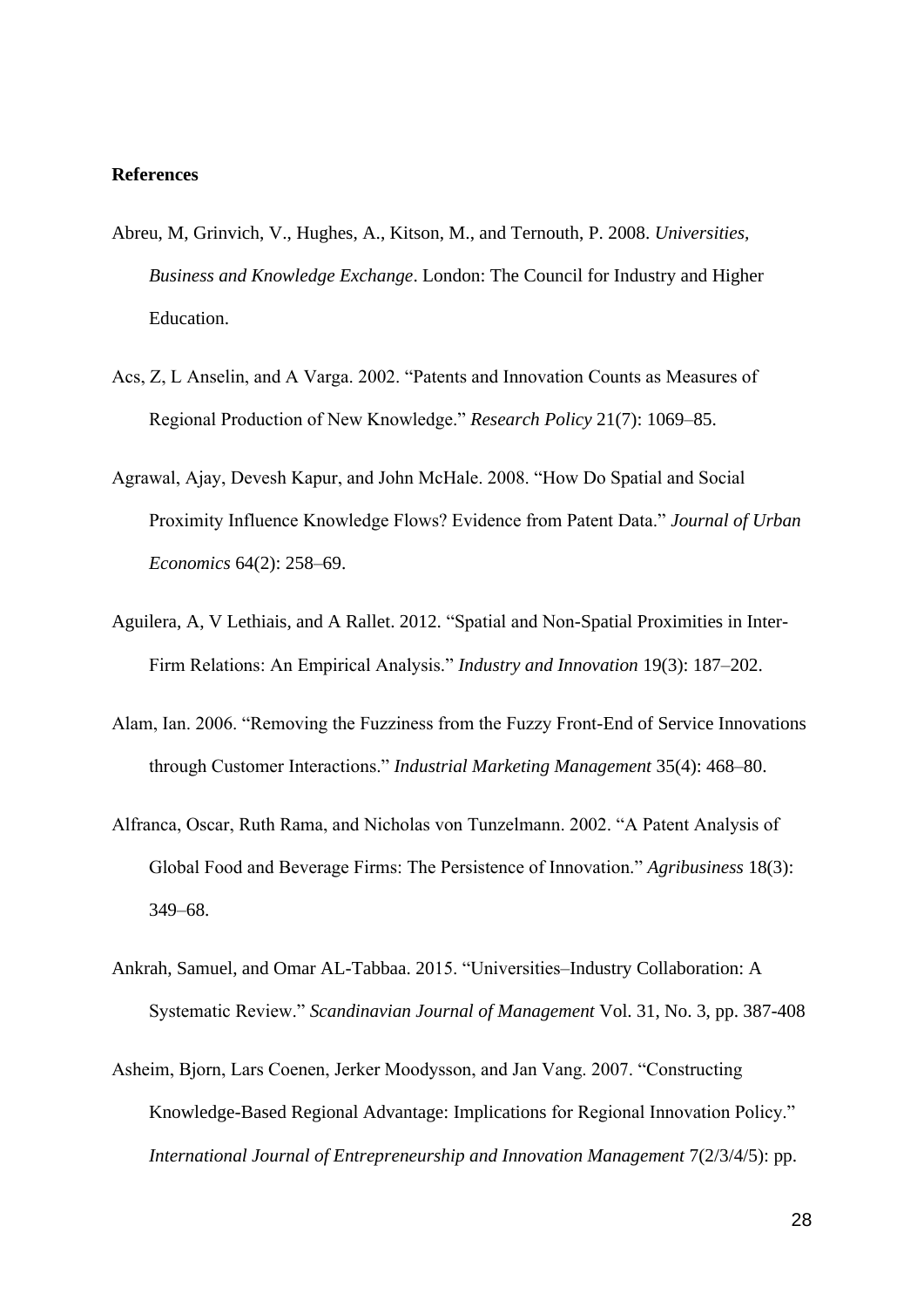**References**

Abreu, M, Grinvich, V., Hughes, A., Kitson, M., and Ternouth, P. 2008. *Universities, Business and Knowledge Exchange*. London: The Council for Industry and Higher Education.

Acs, Z, L Anselin, and A Varga. 2002. "Patents and Innovation Counts as Measures of Regional Production of New Knowledge." *Research Policy* 21(7): 1069–85.

Agrawal, Ajay, Devesh Kapur, and John McHale. 2008. "How Do Spatial and Social Proximity Influence Knowledge Flows? Evidence from Patent Data." *Journal of Urban Economics* 64(2): 258–69.

Aguilera, A, V Lethiais, and A Rallet. 2012. "Spatial and Non-Spatial Proximities in Inter-Firm Relations: An Empirical Analysis." *Industry and Innovation* 19(3): 187–202.

Alam, Ian. 2006. "Removing the Fuzziness from the Fuzzy Front-End of Service Innovations through Customer Interactions." *Industrial Marketing Management* 35(4): 468–80.

Alfranca, Oscar, Ruth Rama, and Nicholas von Tunzelmann. 2002. "A Patent Analysis of Global Food and Beverage Firms: The Persistence of Innovation." *Agribusiness* 18(3): 349–68.

Ankrah, Samuel, and Omar AL-Tabbaa. 2015. "Universities–Industry Collaboration: A Systematic Review." *Scandinavian Journal of Management* Vol. 31, No. 3, pp. 387-408

Asheim, Bjorn, Lars Coenen, Jerker Moodysson, and Jan Vang. 2007. "Constructing Knowledge-Based Regional Advantage: Implications for Regional Innovation Policy." *International Journal of Entrepreneurship and Innovation Management* 7(2/3/4/5): pp.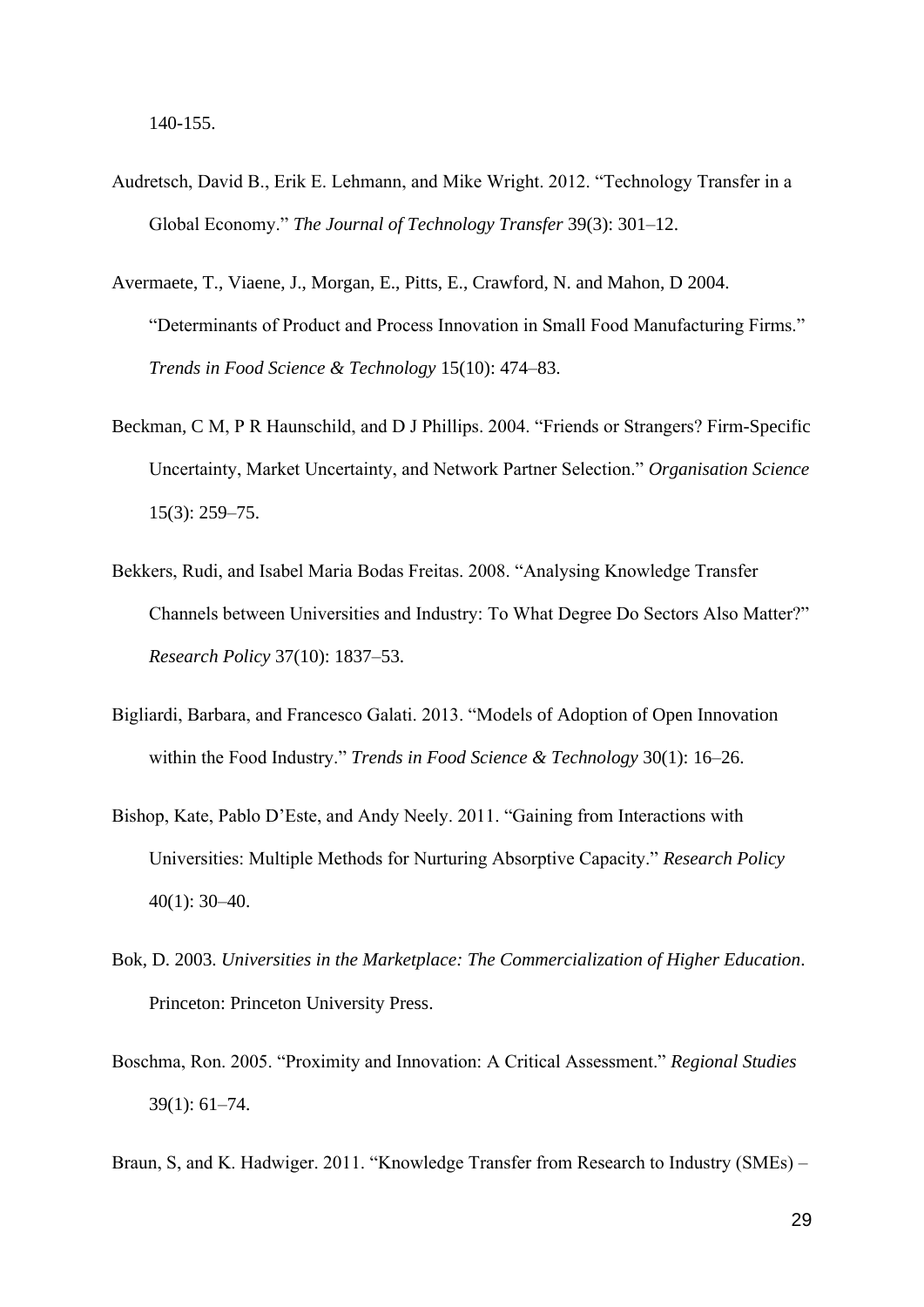140-155.

Audretsch, David B., Erik E. Lehmann, and Mike Wright. 2012. "Technology Transfer in a Global Economy." *The Journal of Technology Transfer* 39(3): 301–12.

Avermaete, T., Viaene, J., Morgan, E., Pitts, E., Crawford, N. and Mahon, D 2004. "Determinants of Product and Process Innovation in Small Food Manufacturing Firms." *Trends in Food Science & Technology* 15(10): 474–83.

Beckman, C M, P R Haunschild, and D J Phillips. 2004. "Friends or Strangers? Firm-Specific Uncertainty, Market Uncertainty, and Network Partner Selection." *Organisation Science* 15(3): 259–75.

Bekkers, Rudi, and Isabel Maria Bodas Freitas. 2008. "Analysing Knowledge Transfer Channels between Universities and Industry: To What Degree Do Sectors Also Matter?" *Research Policy* 37(10): 1837–53.

Bigliardi, Barbara, and Francesco Galati. 2013. "Models of Adoption of Open Innovation within the Food Industry." *Trends in Food Science & Technology* 30(1): 16–26.

Bishop, Kate, Pablo D'Este, and Andy Neely. 2011. "Gaining from Interactions with Universities: Multiple Methods for Nurturing Absorptive Capacity." *Research Policy* 40(1): 30–40.

Bok, D. 2003. *Universities in the Marketplace: The Commercialization of Higher Education*. Princeton: Princeton University Press.

Boschma, Ron. 2005. "Proximity and Innovation: A Critical Assessment." *Regional Studies* 39(1): 61–74.

Braun, S, and K. Hadwiger. 2011. "Knowledge Transfer from Research to Industry (SMEs) –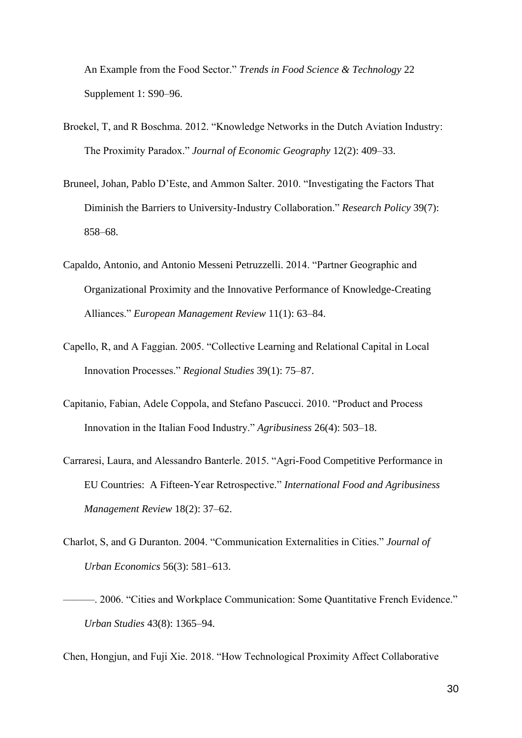An Example from the Food Sector." *Trends in Food Science & Technology* 22 Supplement 1: S90–96.

Broekel, T, and R Boschma. 2012. "Knowledge Networks in the Dutch Aviation Industry: The Proximity Paradox." *Journal of Economic Geography* 12(2): 409–33.

Bruneel, Johan, Pablo D'Este, and Ammon Salter. 2010. "Investigating the Factors That Diminish the Barriers to University-Industry Collaboration." *Research Policy* 39(7): 858–68.

Capaldo, Antonio, and Antonio Messeni Petruzzelli. 2014. "Partner Geographic and Organizational Proximity and the Innovative Performance of Knowledge-Creating Alliances." *European Management Review* 11(1): 63–84.

Capello, R, and A Faggian. 2005. "Collective Learning and Relational Capital in Local Innovation Processes." *Regional Studies* 39(1): 75–87.

Capitanio, Fabian, Adele Coppola, and Stefano Pascucci. 2010. "Product and Process Innovation in the Italian Food Industry." *Agribusiness* 26(4): 503–18.

Carraresi, Laura, and Alessandro Banterle. 2015. "Agri-Food Competitive Performance in EU Countries: A Fifteen-Year Retrospective." *International Food and Agribusiness Management Review* 18(2): 37–62.

Charlot, S, and G Duranton. 2004. "Communication Externalities in Cities." *Journal of Urban Economics* 56(3): 581–613.

———. 2006. "Cities and Workplace Communication: Some Quantitative French Evidence." *Urban Studies* 43(8): 1365–94.

Chen, Hongjun, and Fuji Xie. 2018. "How Technological Proximity Affect Collaborative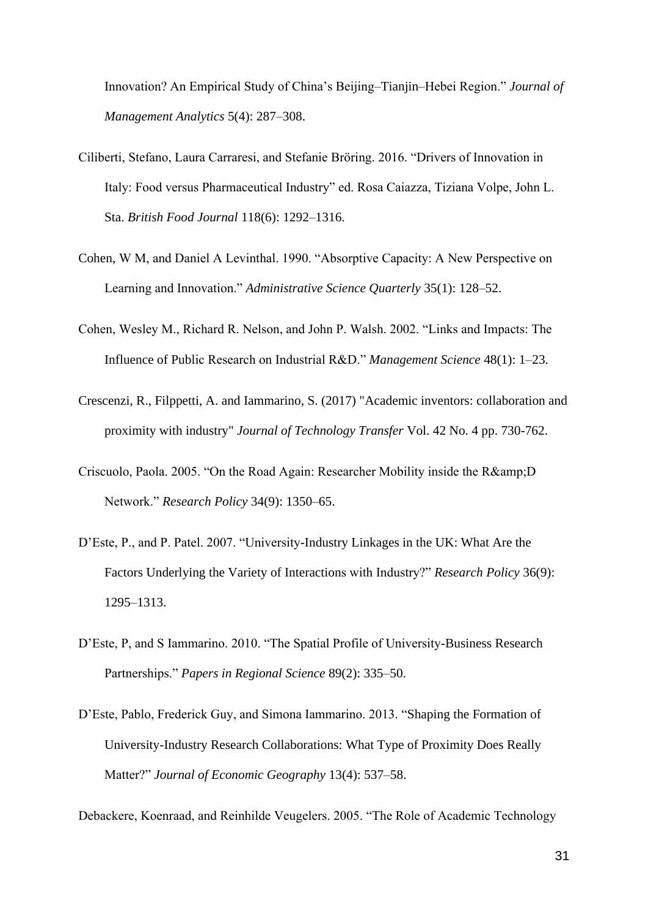Innovation? An Empirical Study of China's Beijing–Tianjin–Hebei Region." *Journal of Management Analytics* 5(4): 287–308.

Ciliberti, Stefano, Laura Carraresi, and Stefanie Bröring. 2016. "Drivers of Innovation in Italy: Food versus Pharmaceutical Industry" ed. Rosa Caiazza, Tiziana Volpe, John L. Sta. *British Food Journal* 118(6): 1292–1316.

Cohen, W M, and Daniel A Levinthal. 1990. "Absorptive Capacity: A New Perspective on Learning and Innovation." *Administrative Science Quarterly* 35(1): 128–52.

Cohen, Wesley M., Richard R. Nelson, and John P. Walsh. 2002. "Links and Impacts: The Influence of Public Research on Industrial R&D." *Management Science* 48(1): 1–23.

Crescenzi, R., Filppetti, A. and Iammarino, S. (2017) "Academic inventors: collaboration and proximity with industry" *Journal of Technology Transfer* Vol. 42 No. 4 pp. 730-762.

Criscuolo, Paola. 2005. "On the Road Again: Researcher Mobility inside the R&amp;D Network." *Research Policy* 34(9): 1350–65.

D'Este, P., and P. Patel. 2007. "University-Industry Linkages in the UK: What Are the Factors Underlying the Variety of Interactions with Industry?" *Research Policy* 36(9): 1295–1313.

D'Este, P, and S Iammarino. 2010. "The Spatial Profile of University-Business Research Partnerships." *Papers in Regional Science* 89(2): 335–50.

D'Este, Pablo, Frederick Guy, and Simona Iammarino. 2013. "Shaping the Formation of University-Industry Research Collaborations: What Type of Proximity Does Really Matter?" *Journal of Economic Geography* 13(4): 537–58.

Debackere, Koenraad, and Reinhilde Veugelers. 2005. "The Role of Academic Technology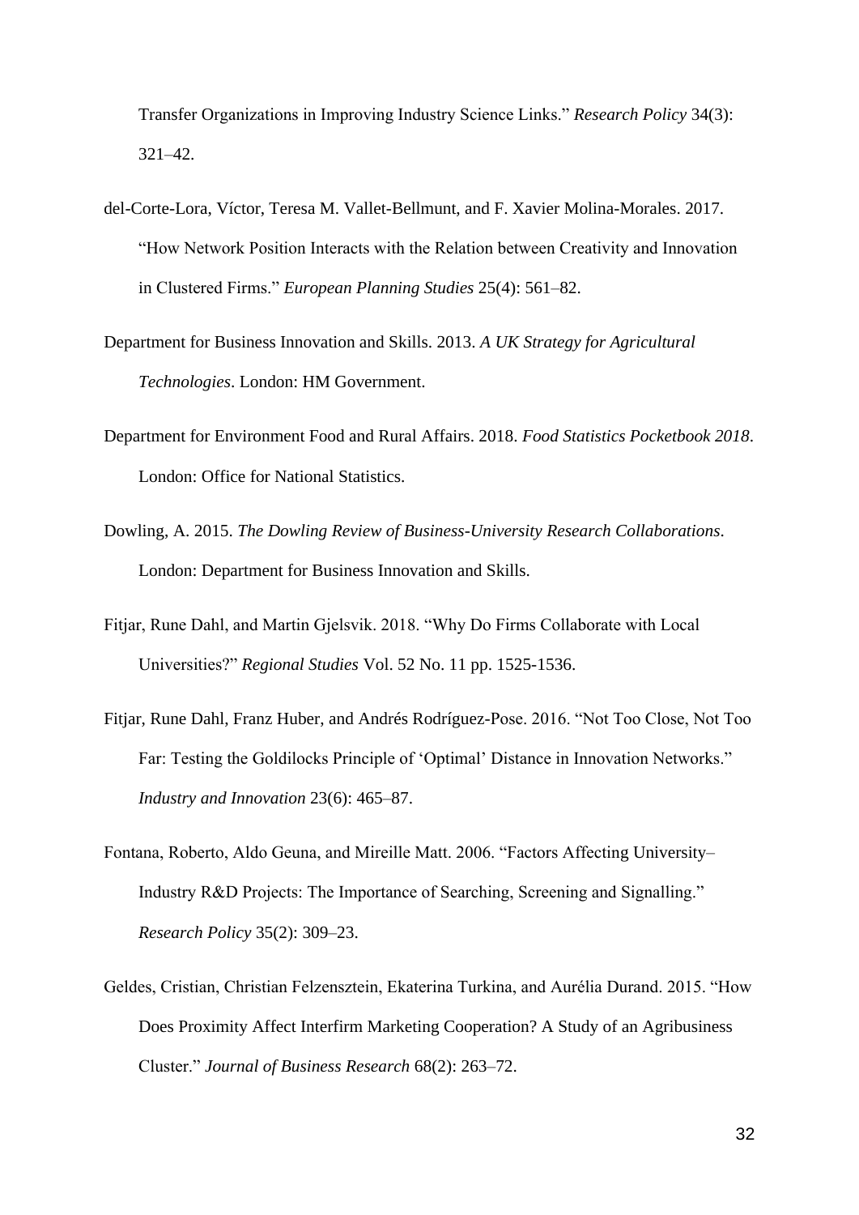Transfer Organizations in Improving Industry Science Links.” *Research Policy* 34(3): 321–42.

del-Corte-Lora, Víctor, Teresa M. Vallet-Bellmunt, and F. Xavier Molina-Morales. 2017. “How Network Position Interacts with the Relation between Creativity and Innovation in Clustered Firms.” *European Planning Studies* 25(4): 561–82.

Department for Business Innovation and Skills. 2013. *A UK Strategy for Agricultural Technologies*. London: HM Government.

Department for Environment Food and Rural Affairs. 2018. *Food Statistics Pocketbook 2018*. London: Office for National Statistics.

Dowling, A. 2015. *The Dowling Review of Business-University Research Collaborations*. London: Department for Business Innovation and Skills.

Fitjar, Rune Dahl, and Martin Gjelsvik. 2018. “Why Do Firms Collaborate with Local Universities?” *Regional Studies* Vol. 52 No. 11 pp. 1525-1536.

Fitjar, Rune Dahl, Franz Huber, and Andrés Rodríguez-Pose. 2016. “Not Too Close, Not Too Far: Testing the Goldilocks Principle of ‘Optimal’ Distance in Innovation Networks.” *Industry and Innovation* 23(6): 465–87.

Fontana, Roberto, Aldo Geuna, and Mireille Matt. 2006. “Factors Affecting University–Industry R&D Projects: The Importance of Searching, Screening and Signalling.” *Research Policy* 35(2): 309–23.

Geldes, Cristian, Christian Felzensztein, Ekaterina Turkina, and Aurélia Durand. 2015. “How Does Proximity Affect Interfirm Marketing Cooperation? A Study of an Agribusiness Cluster.” *Journal of Business Research* 68(2): 263–72.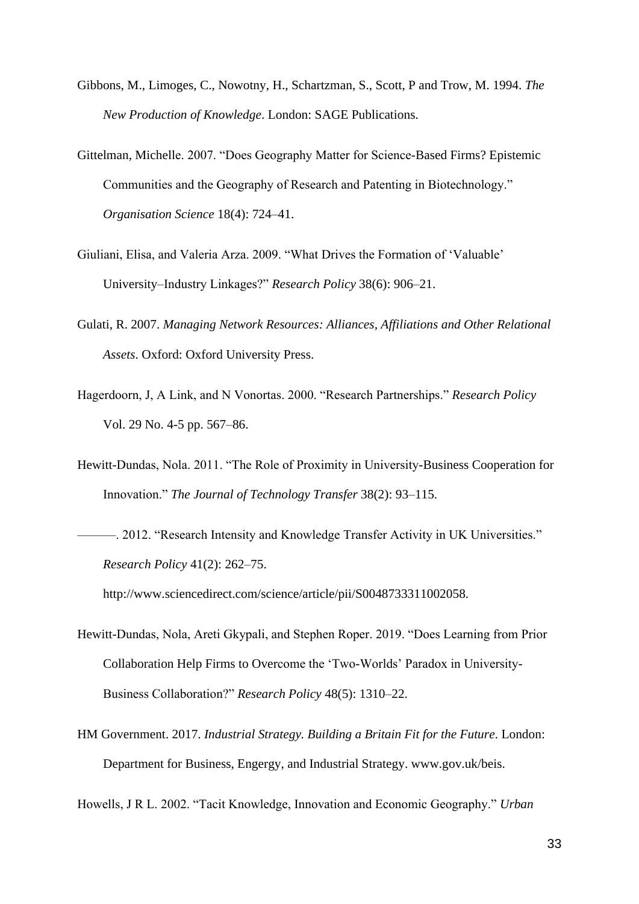Gibbons, M., Limoges, C., Nowotny, H., Schartzman, S., Scott, P and Trow, M. 1994. *The New Production of Knowledge*. London: SAGE Publications.

Gittelman, Michelle. 2007. "Does Geography Matter for Science-Based Firms? Epistemic Communities and the Geography of Research and Patenting in Biotechnology." *Organisation Science* 18(4): 724–41.

Giuliani, Elisa, and Valeria Arza. 2009. "What Drives the Formation of 'Valuable' University–Industry Linkages?" *Research Policy* 38(6): 906–21.

Gulati, R. 2007. *Managing Network Resources: Alliances, Affiliations and Other Relational Assets*. Oxford: Oxford University Press.

Hagerdoorn, J, A Link, and N Vonortas. 2000. "Research Partnerships." *Research Policy* Vol. 29 No. 4-5 pp. 567–86.

Hewitt-Dundas, Nola. 2011. "The Role of Proximity in University-Business Cooperation for Innovation." *The Journal of Technology Transfer* 38(2): 93–115.

———. 2012. "Research Intensity and Knowledge Transfer Activity in UK Universities." *Research Policy* 41(2): 262–75. http://www.sciencedirect.com/science/article/pii/S0048733311002058.

Hewitt-Dundas, Nola, Areti Gkypali, and Stephen Roper. 2019. "Does Learning from Prior Collaboration Help Firms to Overcome the 'Two-Worlds' Paradox in University-Business Collaboration?" *Research Policy* 48(5): 1310–22.

HM Government. 2017. *Industrial Strategy. Building a Britain Fit for the Future*. London: Department for Business, Engergy, and Industrial Strategy. www.gov.uk/beis.

Howells, J R L. 2002. "Tacit Knowledge, Innovation and Economic Geography." *Urban*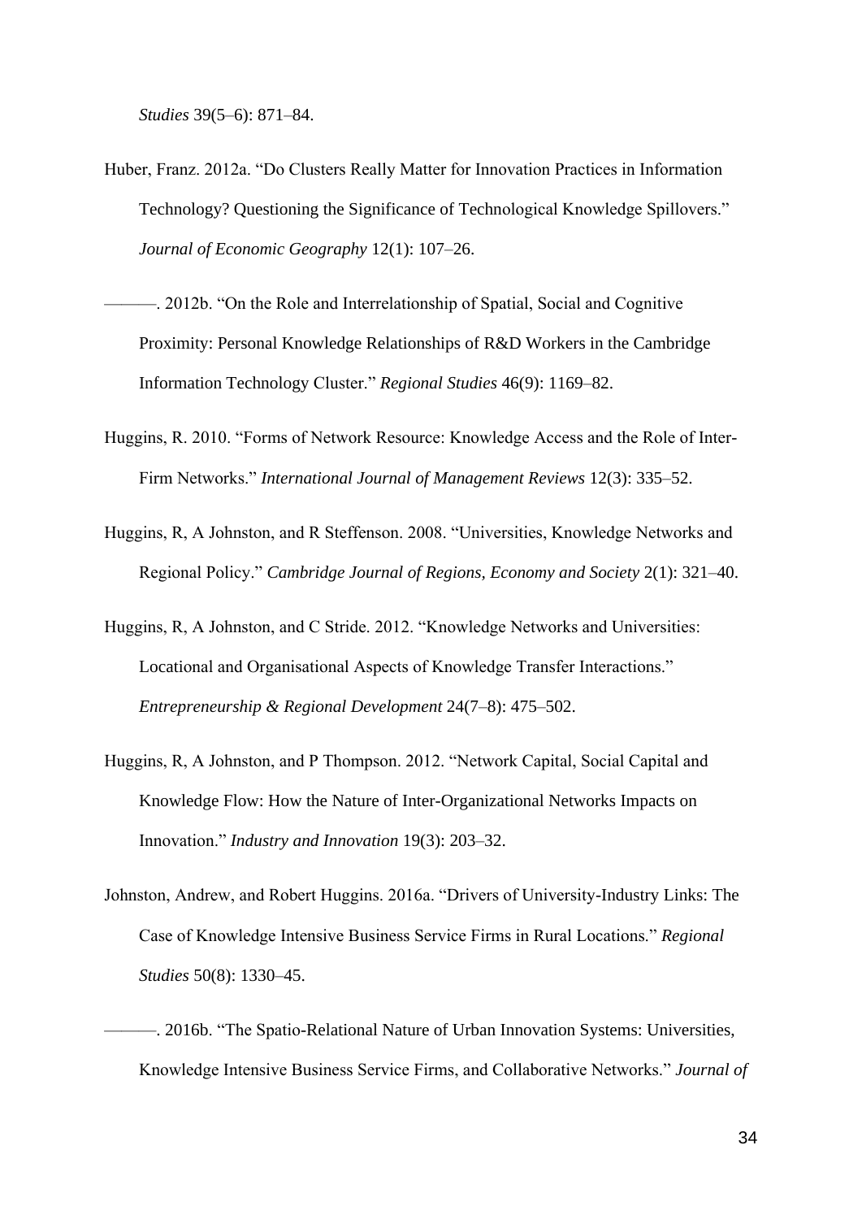*Studies* 39(5–6): 871–84.

Huber, Franz. 2012a. "Do Clusters Really Matter for Innovation Practices in Information Technology? Questioning the Significance of Technological Knowledge Spillovers." *Journal of Economic Geography* 12(1): 107–26.

———. 2012b. "On the Role and Interrelationship of Spatial, Social and Cognitive Proximity: Personal Knowledge Relationships of R&D Workers in the Cambridge Information Technology Cluster." *Regional Studies* 46(9): 1169–82.

Huggins, R. 2010. "Forms of Network Resource: Knowledge Access and the Role of Inter-Firm Networks." *International Journal of Management Reviews* 12(3): 335–52.

Huggins, R, A Johnston, and R Steffenson. 2008. "Universities, Knowledge Networks and Regional Policy." *Cambridge Journal of Regions, Economy and Society* 2(1): 321–40.

Huggins, R, A Johnston, and C Stride. 2012. "Knowledge Networks and Universities: Locational and Organisational Aspects of Knowledge Transfer Interactions." *Entrepreneurship & Regional Development* 24(7–8): 475–502.

Huggins, R, A Johnston, and P Thompson. 2012. "Network Capital, Social Capital and Knowledge Flow: How the Nature of Inter-Organizational Networks Impacts on Innovation." *Industry and Innovation* 19(3): 203–32.

Johnston, Andrew, and Robert Huggins. 2016a. "Drivers of University-Industry Links: The Case of Knowledge Intensive Business Service Firms in Rural Locations." *Regional Studies* 50(8): 1330–45.

———. 2016b. "The Spatio-Relational Nature of Urban Innovation Systems: Universities, Knowledge Intensive Business Service Firms, and Collaborative Networks." *Journal of*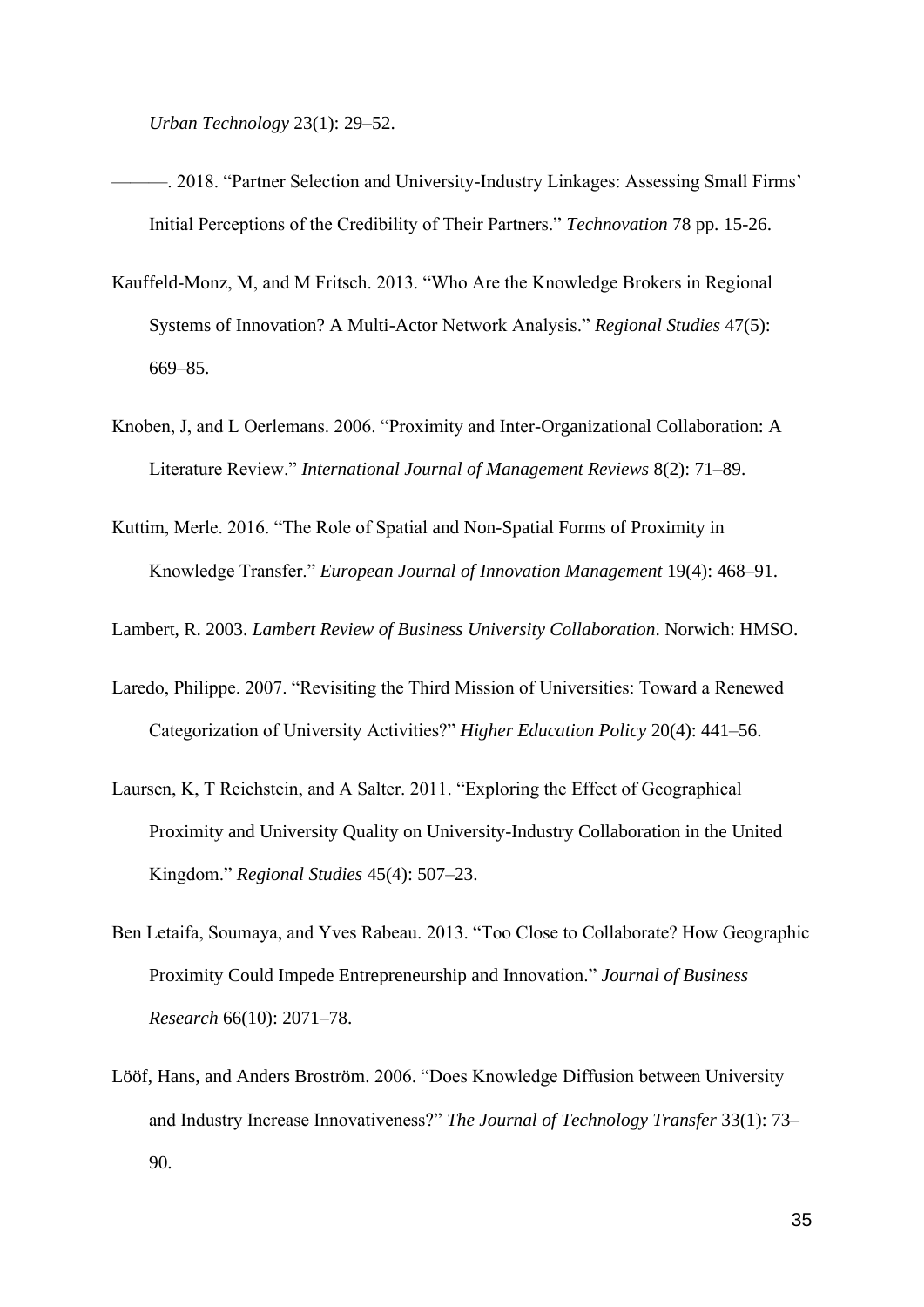*Urban Technology* 23(1): 29–52.

———. 2018. "Partner Selection and University-Industry Linkages: Assessing Small Firms' Initial Perceptions of the Credibility of Their Partners." *Technovation* 78 pp. 15-26.

Kauffeld-Monz, M, and M Fritsch. 2013. "Who Are the Knowledge Brokers in Regional Systems of Innovation? A Multi-Actor Network Analysis." *Regional Studies* 47(5): 669–85.

Knoben, J, and L Oerlemans. 2006. "Proximity and Inter-Organizational Collaboration: A Literature Review." *International Journal of Management Reviews* 8(2): 71–89.

Kuttim, Merle. 2016. "The Role of Spatial and Non-Spatial Forms of Proximity in Knowledge Transfer." *European Journal of Innovation Management* 19(4): 468–91.

Lambert, R. 2003. *Lambert Review of Business University Collaboration*. Norwich: HMSO.

Laredo, Philippe. 2007. "Revisiting the Third Mission of Universities: Toward a Renewed Categorization of University Activities?" *Higher Education Policy* 20(4): 441–56.

Laursen, K, T Reichstein, and A Salter. 2011. "Exploring the Effect of Geographical Proximity and University Quality on University-Industry Collaboration in the United Kingdom." *Regional Studies* 45(4): 507–23.

Ben Letaifa, Soumaya, and Yves Rabeau. 2013. "Too Close to Collaborate? How Geographic Proximity Could Impede Entrepreneurship and Innovation." *Journal of Business Research* 66(10): 2071–78.

Lööf, Hans, and Anders Broström. 2006. "Does Knowledge Diffusion between University and Industry Increase Innovativeness?" *The Journal of Technology Transfer* 33(1): 73–90.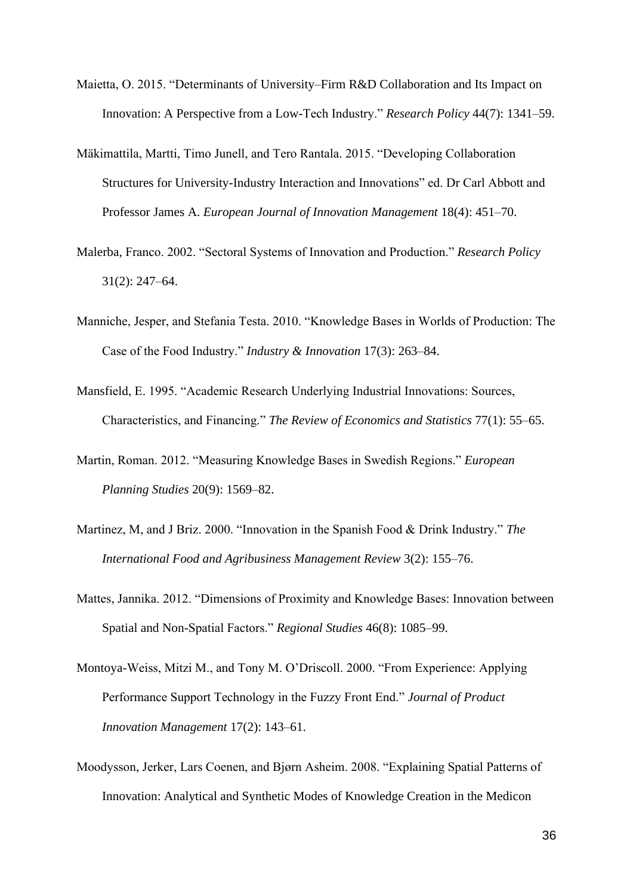Maietta, O. 2015. “Determinants of University–Firm R&D Collaboration and Its Impact on Innovation: A Perspective from a Low-Tech Industry.” *Research Policy* 44(7): 1341–59.

Mäkimattila, Martti, Timo Junell, and Tero Rantala. 2015. “Developing Collaboration Structures for University-Industry Interaction and Innovations” ed. Dr Carl Abbott and Professor James A. *European Journal of Innovation Management* 18(4): 451–70.

Malerba, Franco. 2002. “Sectoral Systems of Innovation and Production.” *Research Policy* 31(2): 247–64.

Manniche, Jesper, and Stefania Testa. 2010. “Knowledge Bases in Worlds of Production: The Case of the Food Industry.” *Industry & Innovation* 17(3): 263–84.

Mansfield, E. 1995. “Academic Research Underlying Industrial Innovations: Sources, Characteristics, and Financing.” *The Review of Economics and Statistics* 77(1): 55–65.

Martin, Roman. 2012. “Measuring Knowledge Bases in Swedish Regions.” *European Planning Studies* 20(9): 1569–82.

Martinez, M, and J Briz. 2000. “Innovation in the Spanish Food & Drink Industry.” *The International Food and Agribusiness Management Review* 3(2): 155–76.

Mattes, Jannika. 2012. “Dimensions of Proximity and Knowledge Bases: Innovation between Spatial and Non-Spatial Factors.” *Regional Studies* 46(8): 1085–99.

Montoya-Weiss, Mitzi M., and Tony M. O’Driscoll. 2000. “From Experience: Applying Performance Support Technology in the Fuzzy Front End.” *Journal of Product Innovation Management* 17(2): 143–61.

Moodysson, Jerker, Lars Coenen, and Bjørn Asheim. 2008. “Explaining Spatial Patterns of Innovation: Analytical and Synthetic Modes of Knowledge Creation in the Medicon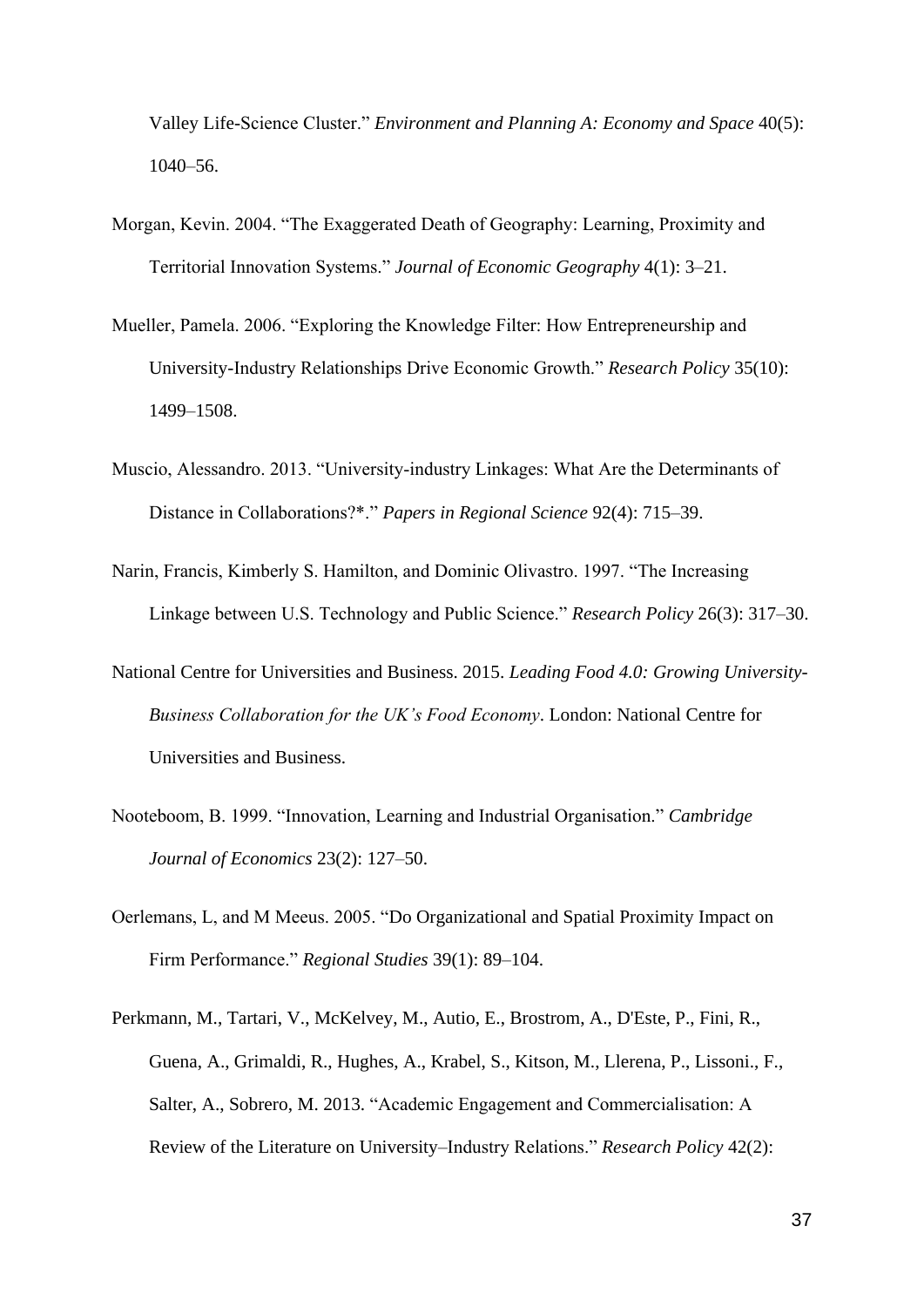Valley Life-Science Cluster." *Environment and Planning A: Economy and Space* 40(5): 1040–56.

Morgan, Kevin. 2004. "The Exaggerated Death of Geography: Learning, Proximity and Territorial Innovation Systems." *Journal of Economic Geography* 4(1): 3–21.

Mueller, Pamela. 2006. "Exploring the Knowledge Filter: How Entrepreneurship and University-Industry Relationships Drive Economic Growth." *Research Policy* 35(10): 1499–1508.

Muscio, Alessandro. 2013. "University-industry Linkages: What Are the Determinants of Distance in Collaborations?*." *Papers in Regional Science* 92(4): 715–39.

Narin, Francis, Kimberly S. Hamilton, and Dominic Olivastro. 1997. "The Increasing Linkage between U.S. Technology and Public Science." *Research Policy* 26(3): 317–30.

National Centre for Universities and Business. 2015. *Leading Food 4.0: Growing University-Business Collaboration for the UK's Food Economy*. London: National Centre for Universities and Business.

Nooteboom, B. 1999. "Innovation, Learning and Industrial Organisation." *Cambridge Journal of Economics* 23(2): 127–50.

Oerlemans, L, and M Meeus. 2005. "Do Organizational and Spatial Proximity Impact on Firm Performance." *Regional Studies* 39(1): 89–104.

Perkmann, M., Tartari, V., McKelvey, M., Autio, E., Brostrom, A., D'Este, P., Fini, R., Guena, A., Grimaldi, R., Hughes, A., Krabel, S., Kitson, M., Llerena, P., Lissoni., F., Salter, A., Sobrero, M. 2013. "Academic Engagement and Commercialisation: A Review of the Literature on University–Industry Relations." *Research Policy* 42(2):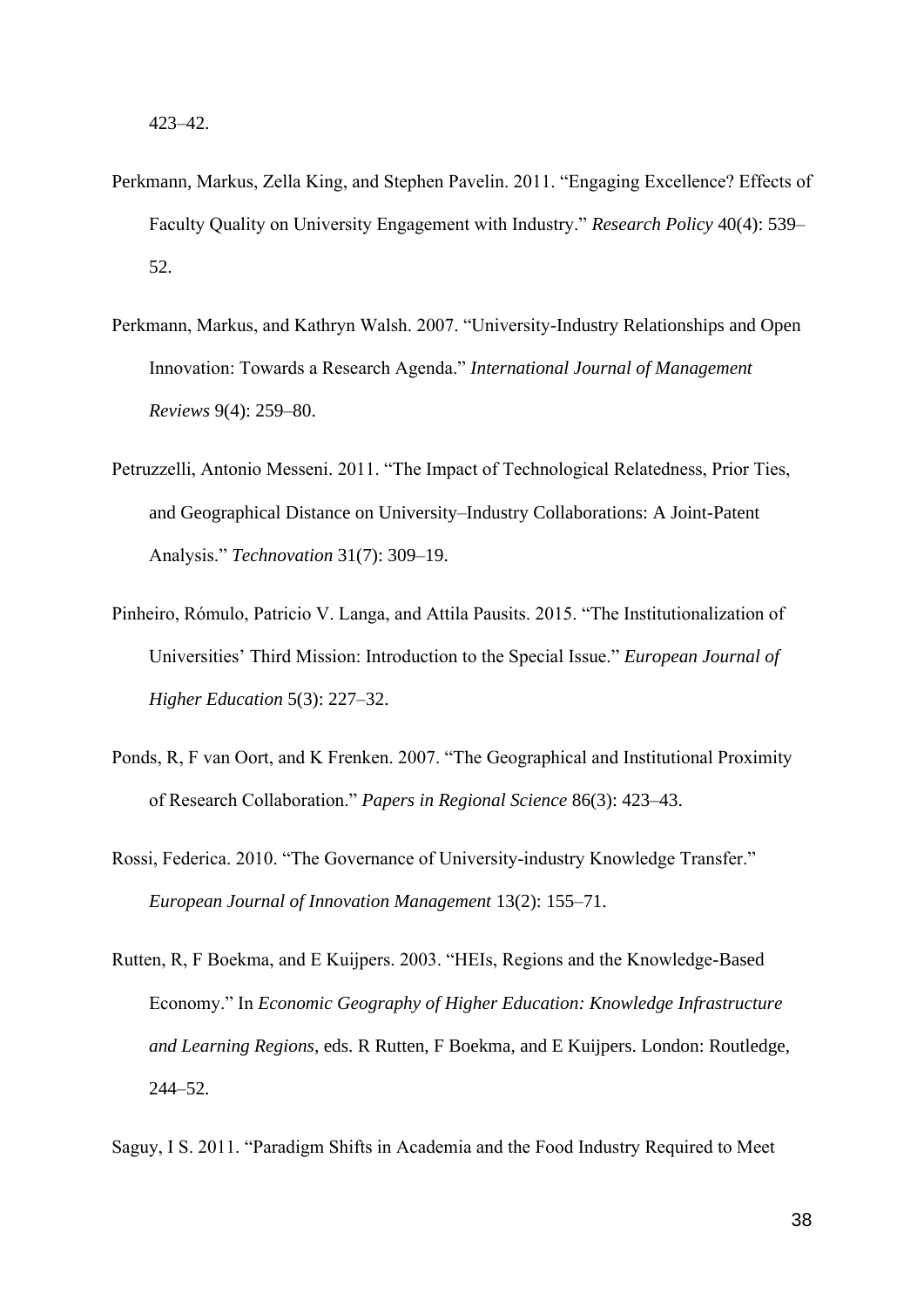423–42.

Perkmann, Markus, Zella King, and Stephen Pavelin. 2011. "Engaging Excellence? Effects of Faculty Quality on University Engagement with Industry." *Research Policy* 40(4): 539–52.

Perkmann, Markus, and Kathryn Walsh. 2007. "University-Industry Relationships and Open Innovation: Towards a Research Agenda." *International Journal of Management Reviews* 9(4): 259–80.

Petruzzelli, Antonio Messeni. 2011. "The Impact of Technological Relatedness, Prior Ties, and Geographical Distance on University–Industry Collaborations: A Joint-Patent Analysis." *Technovation* 31(7): 309–19.

Pinheiro, Rómulo, Patricio V. Langa, and Attila Pausits. 2015. "The Institutionalization of Universities' Third Mission: Introduction to the Special Issue." *European Journal of Higher Education* 5(3): 227–32.

Ponds, R, F van Oort, and K Frenken. 2007. "The Geographical and Institutional Proximity of Research Collaboration." *Papers in Regional Science* 86(3): 423–43.

Rossi, Federica. 2010. "The Governance of University-industry Knowledge Transfer." *European Journal of Innovation Management* 13(2): 155–71.

Rutten, R, F Boekma, and E Kuijpers. 2003. "HEIs, Regions and the Knowledge-Based Economy." In *Economic Geography of Higher Education: Knowledge Infrastructure and Learning Regions*, eds. R Rutten, F Boekma, and E Kuijpers. London: Routledge, 244–52.

Saguy, I S. 2011. "Paradigm Shifts in Academia and the Food Industry Required to Meet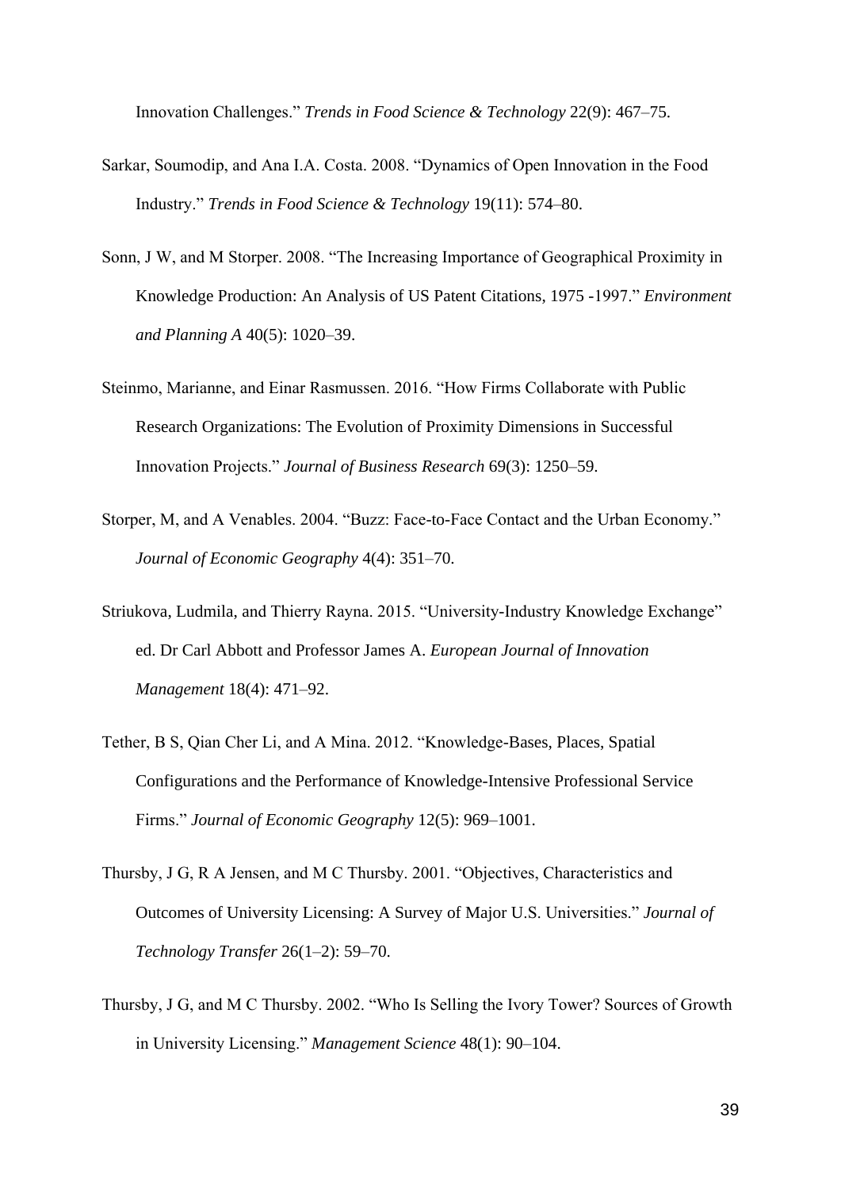Innovation Challenges." *Trends in Food Science & Technology* 22(9): 467–75.

Sarkar, Soumodip, and Ana I.A. Costa. 2008. "Dynamics of Open Innovation in the Food Industry." *Trends in Food Science & Technology* 19(11): 574–80.

Sonn, J W, and M Storper. 2008. "The Increasing Importance of Geographical Proximity in Knowledge Production: An Analysis of US Patent Citations, 1975 -1997." *Environment and Planning A* 40(5): 1020–39.

Steinmo, Marianne, and Einar Rasmussen. 2016. "How Firms Collaborate with Public Research Organizations: The Evolution of Proximity Dimensions in Successful Innovation Projects." *Journal of Business Research* 69(3): 1250–59.

Storper, M, and A Venables. 2004. "Buzz: Face-to-Face Contact and the Urban Economy." *Journal of Economic Geography* 4(4): 351–70.

Striukova, Ludmila, and Thierry Rayna. 2015. "University-Industry Knowledge Exchange" ed. Dr Carl Abbott and Professor James A. *European Journal of Innovation Management* 18(4): 471–92.

Tether, B S, Qian Cher Li, and A Mina. 2012. "Knowledge-Bases, Places, Spatial Configurations and the Performance of Knowledge-Intensive Professional Service Firms." *Journal of Economic Geography* 12(5): 969–1001.

Thursby, J G, R A Jensen, and M C Thursby. 2001. "Objectives, Characteristics and Outcomes of University Licensing: A Survey of Major U.S. Universities." *Journal of Technology Transfer* 26(1–2): 59–70.

Thursby, J G, and M C Thursby. 2002. "Who Is Selling the Ivory Tower? Sources of Growth in University Licensing." *Management Science* 48(1): 90–104.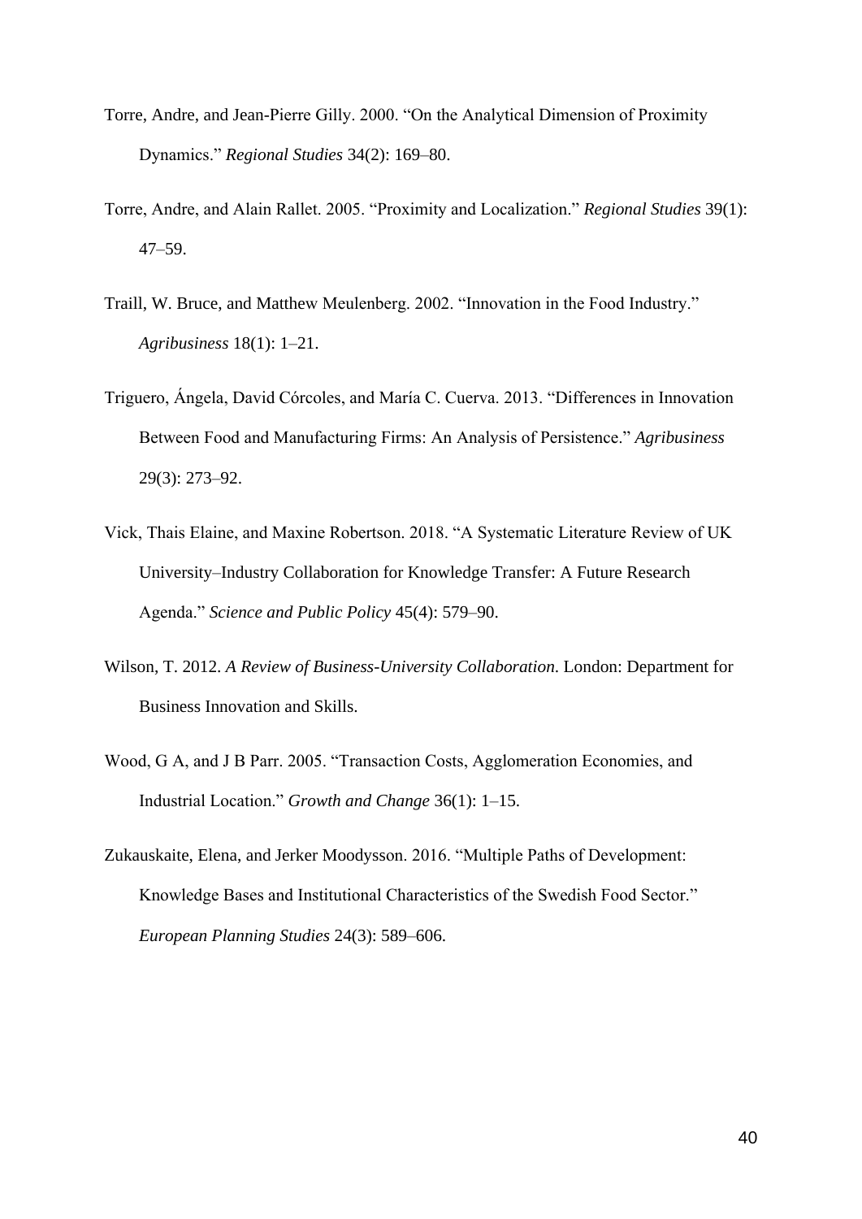Torre, Andre, and Jean-Pierre Gilly. 2000. "On the Analytical Dimension of Proximity Dynamics." *Regional Studies* 34(2): 169–80.

Torre, Andre, and Alain Rallet. 2005. "Proximity and Localization." *Regional Studies* 39(1): 47–59.

Traill, W. Bruce, and Matthew Meulenberg. 2002. "Innovation in the Food Industry." *Agribusiness* 18(1): 1–21.

Triguero, Ángela, David Córcoles, and María C. Cuerva. 2013. "Differences in Innovation Between Food and Manufacturing Firms: An Analysis of Persistence." *Agribusiness* 29(3): 273–92.

Vick, Thais Elaine, and Maxine Robertson. 2018. "A Systematic Literature Review of UK University–Industry Collaboration for Knowledge Transfer: A Future Research Agenda." *Science and Public Policy* 45(4): 579–90.

Wilson, T. 2012. *A Review of Business-University Collaboration*. London: Department for Business Innovation and Skills.

Wood, G A, and J B Parr. 2005. "Transaction Costs, Agglomeration Economies, and Industrial Location." *Growth and Change* 36(1): 1–15.

Zukauskaite, Elena, and Jerker Moodysson. 2016. "Multiple Paths of Development: Knowledge Bases and Institutional Characteristics of the Swedish Food Sector." *European Planning Studies* 24(3): 589–606.